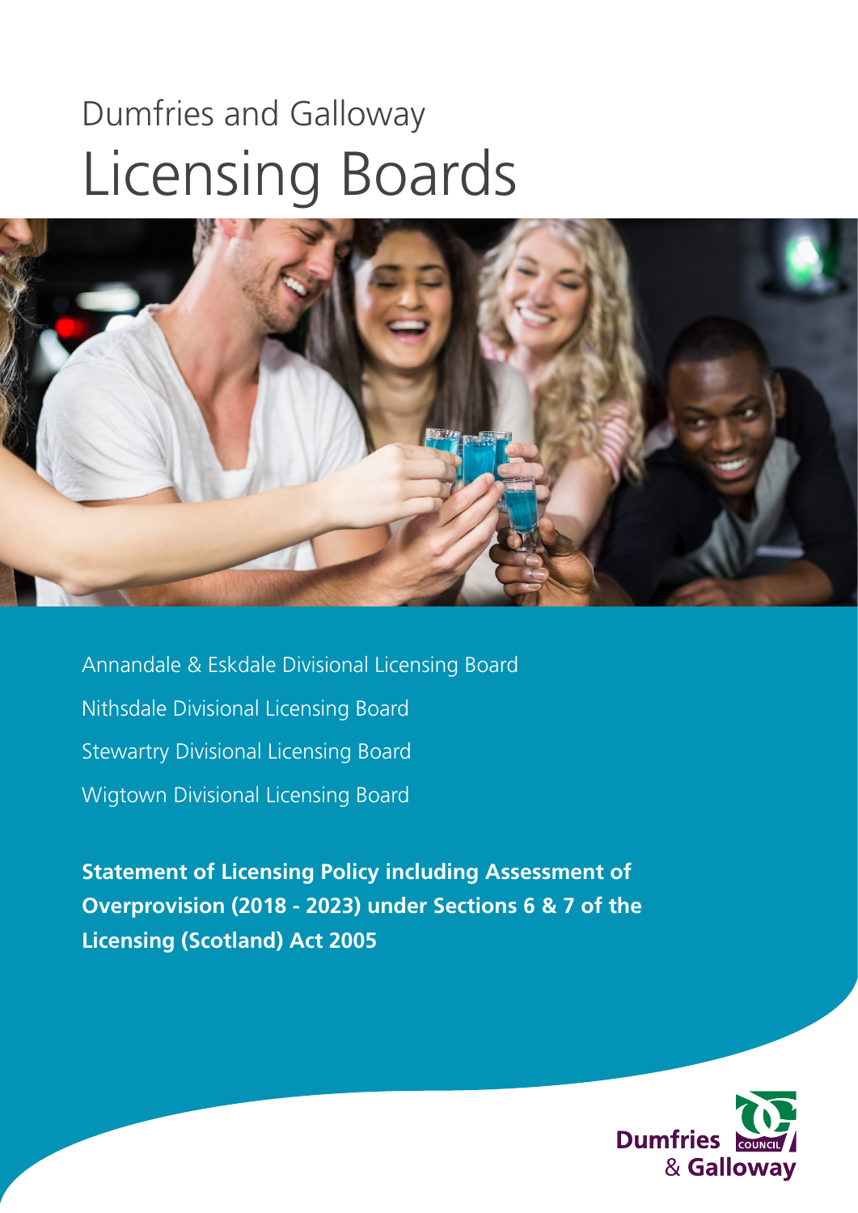# Dumfries and Galloway Licensing Boards

Annandale & Eskdale Divisional Licensing Board

Nithsdale Divisional Licensing Board

Stewartry Divisional Licensing Board

Wigtown Divisional Licensing Board

**Statement of Licensing Policy including Assessment of Overprovision (2018 - 2023) under Sections 6 & 7 of the Licensing (Scotland) Act 2005**

Dumfries & Galloway COUNCIL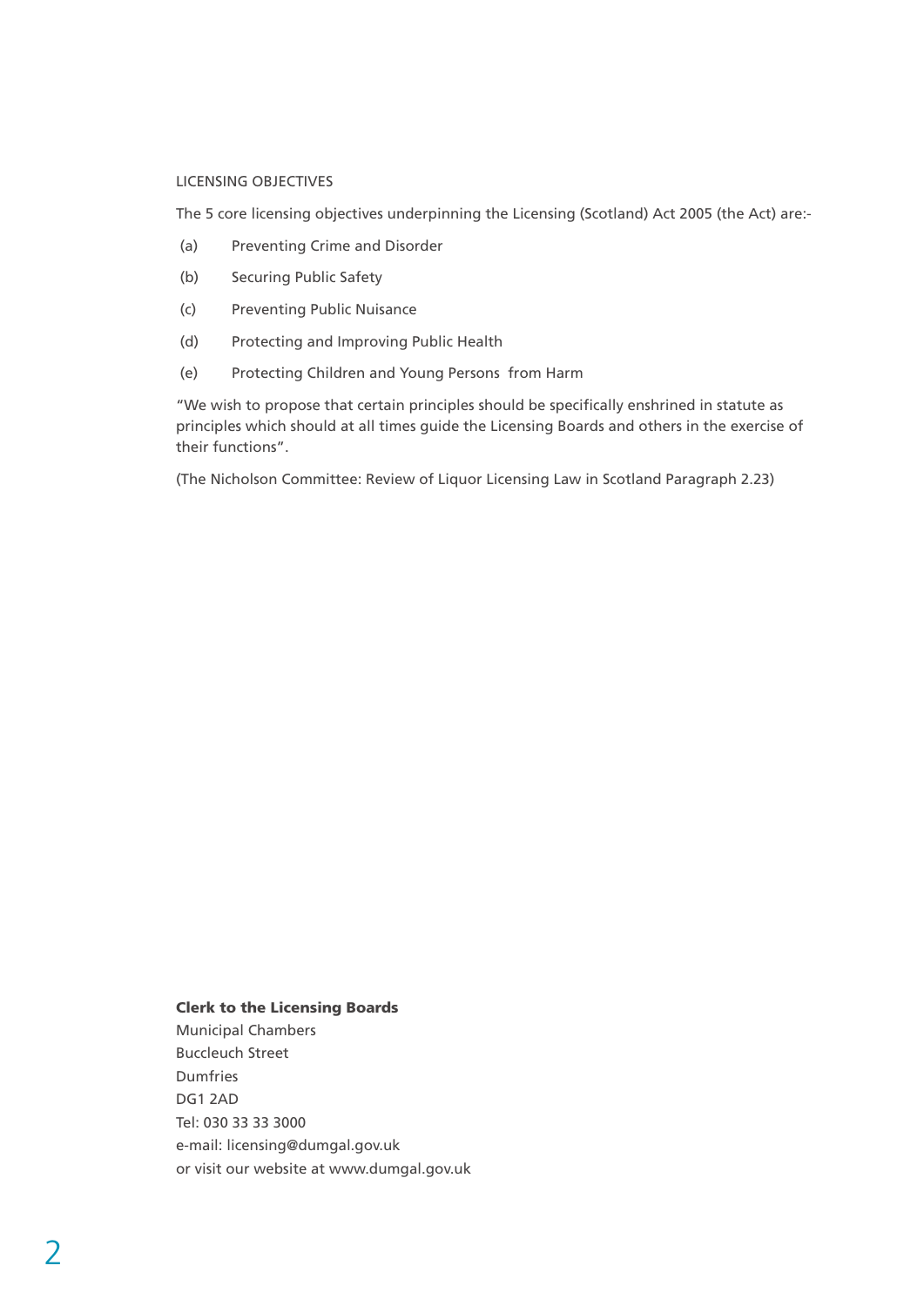## LICENSING OBJECTIVES

The 5 core licensing objectives underpinning the Licensing (Scotland) Act 2005 (the Act) are:-

(a) Preventing Crime and Disorder

(b) Securing Public Safety

(c) Preventing Public Nuisance

(d) Protecting and Improving Public Health

(e) Protecting Children and Young Persons from Harm

"We wish to propose that certain principles should be specifically enshrined in statute as principles which should at all times guide the Licensing Boards and others in the exercise of their functions".

(The Nicholson Committee: Review of Liquor Licensing Law in Scotland Paragraph 2.23)

**Clerk to the Licensing Boards**
Municipal Chambers
Buccleuch Street
Dumfries
DG1 2AD
Tel: 030 33 33 3000
e-mail: licensing@dumgal.gov.uk
or visit our website at www.dumgal.gov.uk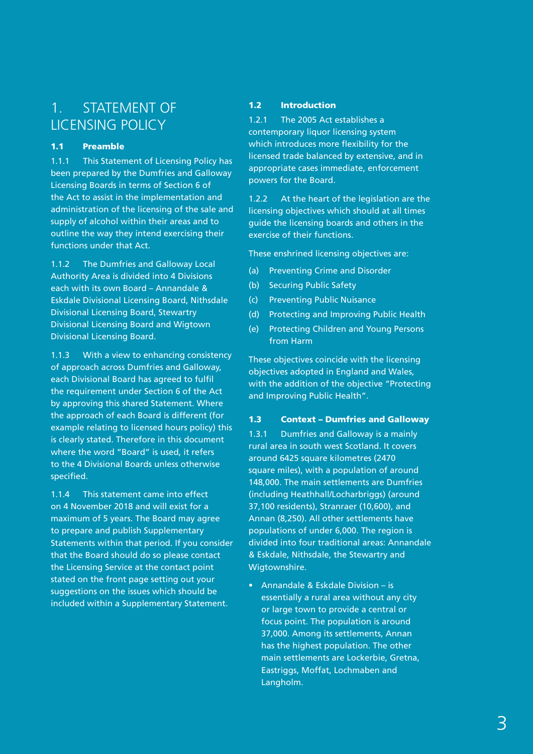# 1. STATEMENT OF LICENSING POLICY

## 1.1 Preamble

1.1.1 This Statement of Licensing Policy has been prepared by the Dumfries and Galloway Licensing Boards in terms of Section 6 of the Act to assist in the implementation and administration of the licensing of the sale and supply of alcohol within their areas and to outline the way they intend exercising their functions under that Act.

1.1.2 The Dumfries and Galloway Local Authority Area is divided into 4 Divisions each with its own Board – Annandale & Eskdale Divisional Licensing Board, Nithsdale Divisional Licensing Board, Stewartry Divisional Licensing Board and Wigtown Divisional Licensing Board.

1.1.3 With a view to enhancing consistency of approach across Dumfries and Galloway, each Divisional Board has agreed to fulfil the requirement under Section 6 of the Act by approving this shared Statement. Where the approach of each Board is different (for example relating to licensed hours policy) this is clearly stated. Therefore in this document where the word "Board" is used, it refers to the 4 Divisional Boards unless otherwise specified.

1.1.4 This statement came into effect on 4 November 2018 and will exist for a maximum of 5 years. The Board may agree to prepare and publish Supplementary Statements within that period. If you consider that the Board should do so please contact the Licensing Service at the contact point stated on the front page setting out your suggestions on the issues which should be included within a Supplementary Statement.

## 1.2 Introduction

1.2.1 The 2005 Act establishes a contemporary liquor licensing system which introduces more flexibility for the licensed trade balanced by extensive, and in appropriate cases immediate, enforcement powers for the Board.

1.2.2 At the heart of the legislation are the licensing objectives which should at all times guide the licensing boards and others in the exercise of their functions.

These enshrined licensing objectives are:

(a) Preventing Crime and Disorder
(b) Securing Public Safety
(c) Preventing Public Nuisance
(d) Protecting and Improving Public Health
(e) Protecting Children and Young Persons from Harm

These objectives coincide with the licensing objectives adopted in England and Wales, with the addition of the objective "Protecting and Improving Public Health".

## 1.3 Context – Dumfries and Galloway

1.3.1 Dumfries and Galloway is a mainly rural area in south west Scotland. It covers around 6425 square kilometres (2470 square miles), with a population of around 148,000. The main settlements are Dumfries (including Heathhall/Locharbriggs) (around 37,100 residents), Stranraer (10,600), and Annan (8,250). All other settlements have populations of under 6,000. The region is divided into four traditional areas: Annandale & Eskdale, Nithsdale, the Stewartry and Wigtownshire.

- Annandale & Eskdale Division – is essentially a rural area without any city or large town to provide a central or focus point. The population is around 37,000. Among its settlements, Annan has the highest population. The other main settlements are Lockerbie, Gretna, Eastriggs, Moffat, Lochmaben and Langholm.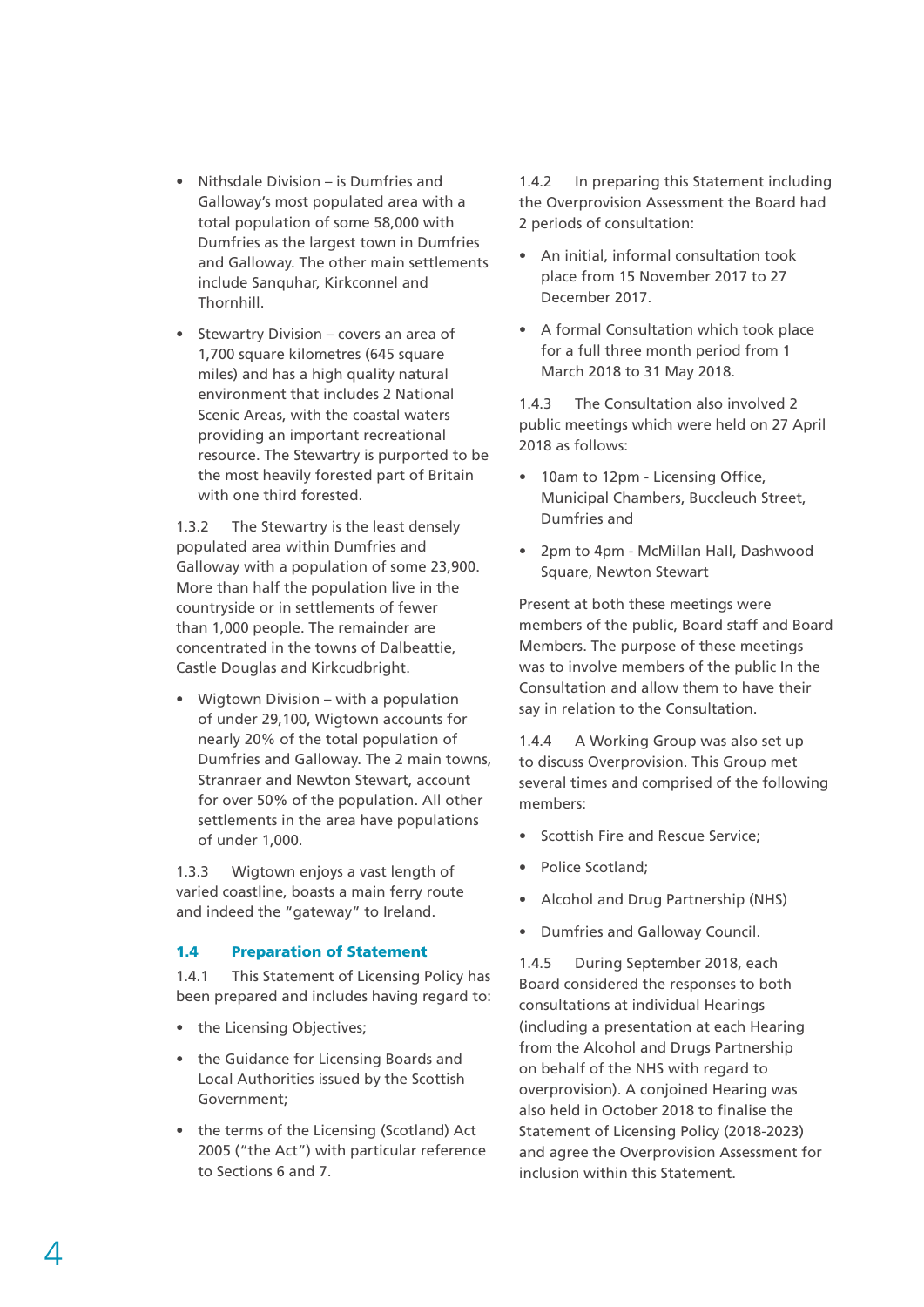- Nithsdale Division – is Dumfries and Galloway's most populated area with a total population of some 58,000 with Dumfries as the largest town in Dumfries and Galloway. The other main settlements include Sanquhar, Kirkconnel and Thornhill.
- Stewartry Division – covers an area of 1,700 square kilometres (645 square miles) and has a high quality natural environment that includes 2 National Scenic Areas, with the coastal waters providing an important recreational resource. The Stewartry is purported to be the most heavily forested part of Britain with one third forested.

1.3.2 The Stewartry is the least densely populated area within Dumfries and Galloway with a population of some 23,900. More than half the population live in the countryside or in settlements of fewer than 1,000 people. The remainder are concentrated in the towns of Dalbeattie, Castle Douglas and Kirkcudbright.

- Wigtown Division – with a population of under 29,100, Wigtown accounts for nearly 20% of the total population of Dumfries and Galloway. The 2 main towns, Stranraer and Newton Stewart, account for over 50% of the population. All other settlements in the area have populations of under 1,000.

1.3.3 Wigtown enjoys a vast length of varied coastline, boasts a main ferry route and indeed the "gateway" to Ireland.

## 1.4 Preparation of Statement

1.4.1 This Statement of Licensing Policy has been prepared and includes having regard to:

- the Licensing Objectives;
- the Guidance for Licensing Boards and Local Authorities issued by the Scottish Government;
- the terms of the Licensing (Scotland) Act 2005 ("the Act") with particular reference to Sections 6 and 7.

1.4.2 In preparing this Statement including the Overprovision Assessment the Board had 2 periods of consultation:

- An initial, informal consultation took place from 15 November 2017 to 27 December 2017.
- A formal Consultation which took place for a full three month period from 1 March 2018 to 31 May 2018.

1.4.3 The Consultation also involved 2 public meetings which were held on 27 April 2018 as follows:

- 10am to 12pm - Licensing Office, Municipal Chambers, Buccleuch Street, Dumfries and
- 2pm to 4pm - McMillan Hall, Dashwood Square, Newton Stewart

Present at both these meetings were members of the public, Board staff and Board Members. The purpose of these meetings was to involve members of the public In the Consultation and allow them to have their say in relation to the Consultation.

1.4.4 A Working Group was also set up to discuss Overprovision. This Group met several times and comprised of the following members:

- Scottish Fire and Rescue Service;
- Police Scotland;
- Alcohol and Drug Partnership (NHS)
- Dumfries and Galloway Council.

1.4.5 During September 2018, each Board considered the responses to both consultations at individual Hearings (including a presentation at each Hearing from the Alcohol and Drugs Partnership on behalf of the NHS with regard to overprovision). A conjoined Hearing was also held in October 2018 to finalise the Statement of Licensing Policy (2018-2023) and agree the Overprovision Assessment for inclusion within this Statement.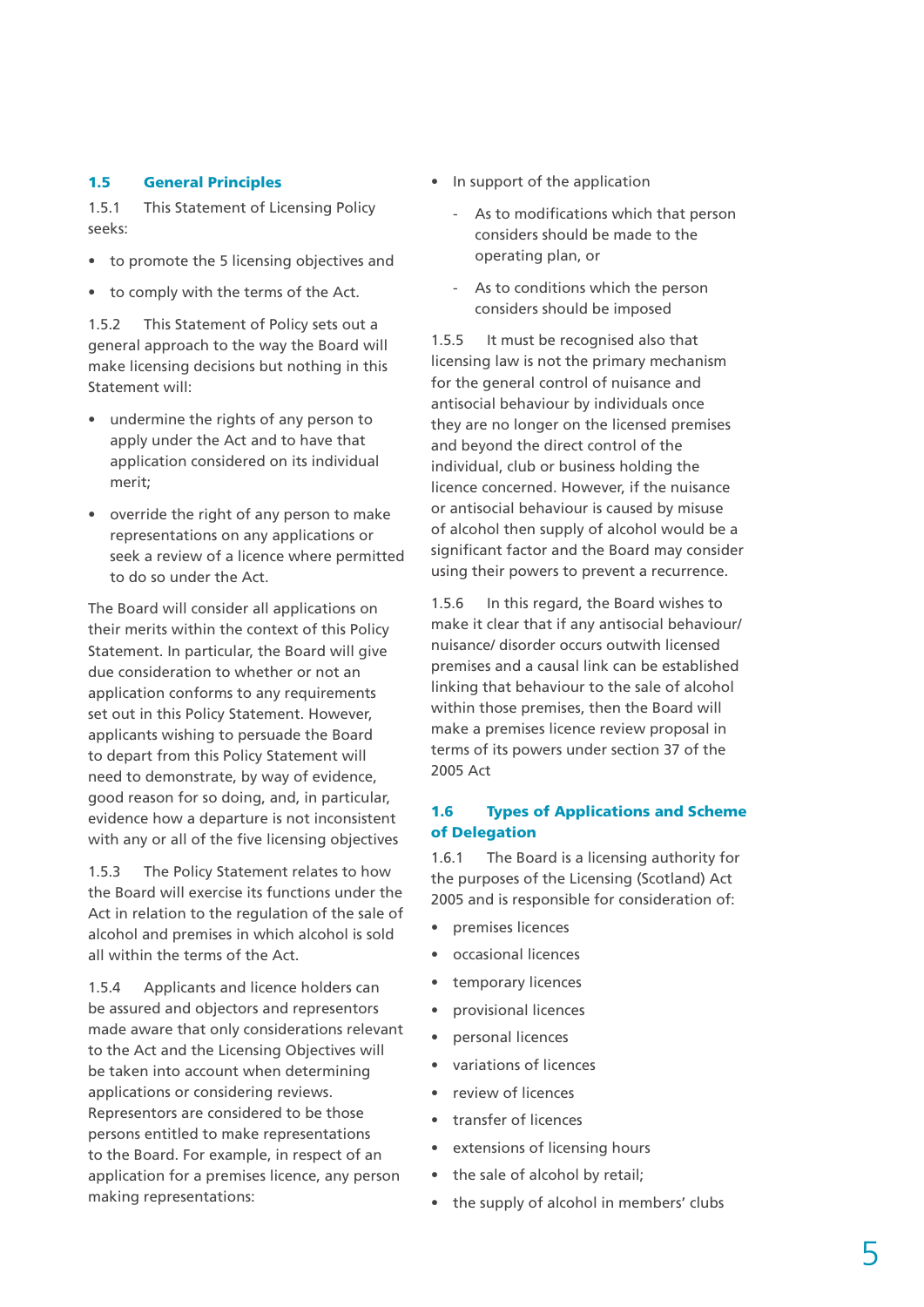## 1.5 General Principles

1.5.1 This Statement of Licensing Policy seeks:

- to promote the 5 licensing objectives and
- to comply with the terms of the Act.

1.5.2 This Statement of Policy sets out a general approach to the way the Board will make licensing decisions but nothing in this Statement will:

- undermine the rights of any person to apply under the Act and to have that application considered on its individual merit;
- override the right of any person to make representations on any applications or seek a review of a licence where permitted to do so under the Act.

The Board will consider all applications on their merits within the context of this Policy Statement. In particular, the Board will give due consideration to whether or not an application conforms to any requirements set out in this Policy Statement. However, applicants wishing to persuade the Board to depart from this Policy Statement will need to demonstrate, by way of evidence, good reason for so doing, and, in particular, evidence how a departure is not inconsistent with any or all of the five licensing objectives

1.5.3 The Policy Statement relates to how the Board will exercise its functions under the Act in relation to the regulation of the sale of alcohol and premises in which alcohol is sold all within the terms of the Act.

1.5.4 Applicants and licence holders can be assured and objectors and representors made aware that only considerations relevant to the Act and the Licensing Objectives will be taken into account when determining applications or considering reviews. Representors are considered to be those persons entitled to make representations to the Board. For example, in respect of an application for a premises licence, any person making representations:

- In support of the application
  - As to modifications which that person considers should be made to the operating plan, or
  - As to conditions which the person considers should be imposed

1.5.5 It must be recognised also that licensing law is not the primary mechanism for the general control of nuisance and antisocial behaviour by individuals once they are no longer on the licensed premises and beyond the direct control of the individual, club or business holding the licence concerned. However, if the nuisance or antisocial behaviour is caused by misuse of alcohol then supply of alcohol would be a significant factor and the Board may consider using their powers to prevent a recurrence.

1.5.6 In this regard, the Board wishes to make it clear that if any antisocial behaviour/ nuisance/ disorder occurs outwith licensed premises and a causal link can be established linking that behaviour to the sale of alcohol within those premises, then the Board will make a premises licence review proposal in terms of its powers under section 37 of the 2005 Act

## 1.6 Types of Applications and Scheme of Delegation

1.6.1 The Board is a licensing authority for the purposes of the Licensing (Scotland) Act 2005 and is responsible for consideration of:

- premises licences
- occasional licences
- temporary licences
- provisional licences
- personal licences
- variations of licences
- review of licences
- transfer of licences
- extensions of licensing hours
- the sale of alcohol by retail;
- the supply of alcohol in members' clubs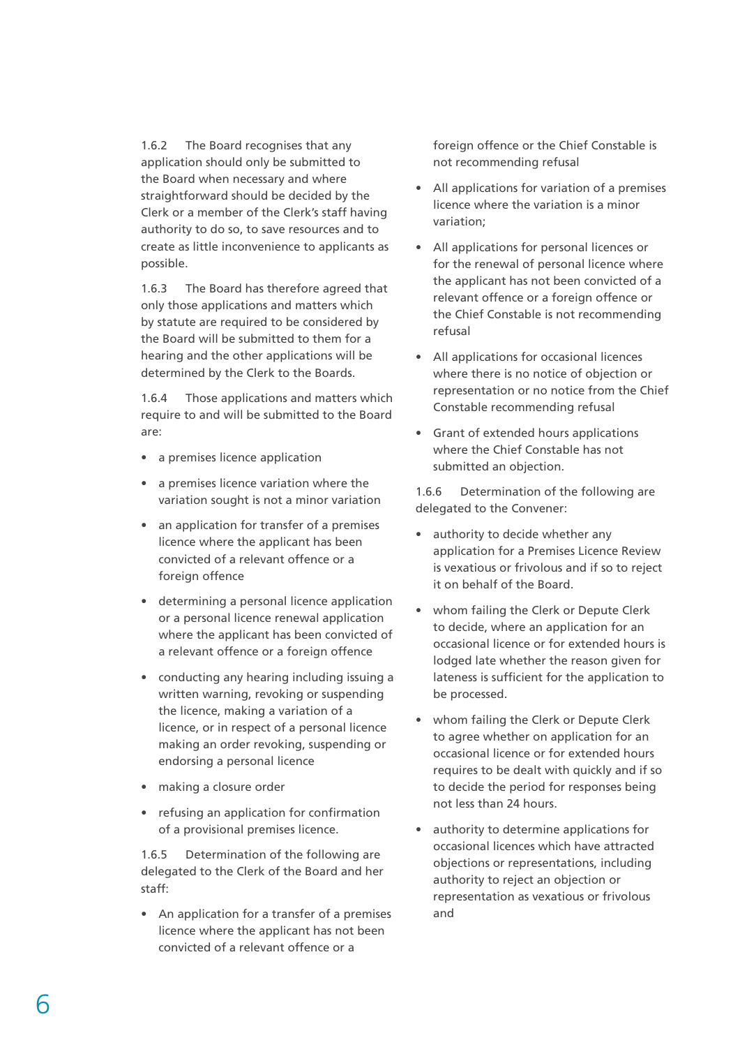1.6.2 The Board recognises that any application should only be submitted to the Board when necessary and where straightforward should be decided by the Clerk or a member of the Clerk's staff having authority to do so, to save resources and to create as little inconvenience to applicants as possible.

1.6.3 The Board has therefore agreed that only those applications and matters which by statute are required to be considered by the Board will be submitted to them for a hearing and the other applications will be determined by the Clerk to the Boards.

1.6.4 Those applications and matters which require to and will be submitted to the Board are:

- a premises licence application
- a premises licence variation where the variation sought is not a minor variation
- an application for transfer of a premises licence where the applicant has been convicted of a relevant offence or a foreign offence
- determining a personal licence application or a personal licence renewal application where the applicant has been convicted of a relevant offence or a foreign offence
- conducting any hearing including issuing a written warning, revoking or suspending the licence, making a variation of a licence, or in respect of a personal licence making an order revoking, suspending or endorsing a personal licence
- making a closure order
- refusing an application for confirmation of a provisional premises licence.

1.6.5 Determination of the following are delegated to the Clerk of the Board and her staff:

- An application for a transfer of a premises licence where the applicant has not been convicted of a relevant offence or a foreign offence or the Chief Constable is not recommending refusal
- All applications for variation of a premises licence where the variation is a minor variation;
- All applications for personal licences or for the renewal of personal licence where the applicant has not been convicted of a relevant offence or a foreign offence or the Chief Constable is not recommending refusal
- All applications for occasional licences where there is no notice of objection or representation or no notice from the Chief Constable recommending refusal
- Grant of extended hours applications where the Chief Constable has not submitted an objection.

1.6.6 Determination of the following are delegated to the Convener:

- authority to decide whether any application for a Premises Licence Review is vexatious or frivolous and if so to reject it on behalf of the Board.
- whom failing the Clerk or Depute Clerk to decide, where an application for an occasional licence or for extended hours is lodged late whether the reason given for lateness is sufficient for the application to be processed.
- whom failing the Clerk or Depute Clerk to agree whether on application for an occasional licence or for extended hours requires to be dealt with quickly and if so to decide the period for responses being not less than 24 hours.
- authority to determine applications for occasional licences which have attracted objections or representations, including authority to reject an objection or representation as vexatious or frivolous and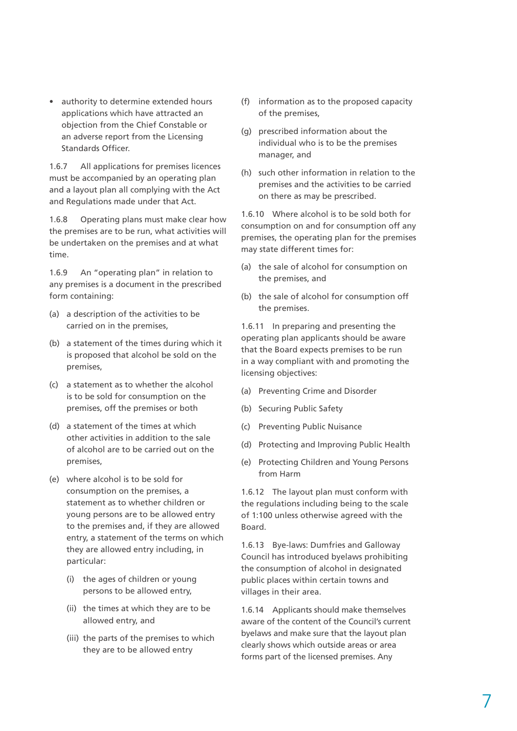- authority to determine extended hours applications which have attracted an objection from the Chief Constable or an adverse report from the Licensing Standards Officer.

1.6.7 All applications for premises licences must be accompanied by an operating plan and a layout plan all complying with the Act and Regulations made under that Act.

1.6.8 Operating plans must make clear how the premises are to be run, what activities will be undertaken on the premises and at what time.

1.6.9 An "operating plan" in relation to any premises is a document in the prescribed form containing:

(a) a description of the activities to be carried on in the premises,

(b) a statement of the times during which it is proposed that alcohol be sold on the premises,

(c) a statement as to whether the alcohol is to be sold for consumption on the premises, off the premises or both

(d) a statement of the times at which other activities in addition to the sale of alcohol are to be carried out on the premises,

(e) where alcohol is to be sold for consumption on the premises, a statement as to whether children or young persons are to be allowed entry to the premises and, if they are allowed entry, a statement of the terms on which they are allowed entry including, in particular:

 (i) the ages of children or young persons to be allowed entry,

 (ii) the times at which they are to be allowed entry, and

 (iii) the parts of the premises to which they are to be allowed entry

(f) information as to the proposed capacity of the premises,

(g) prescribed information about the individual who is to be the premises manager, and

(h) such other information in relation to the premises and the activities to be carried on there as may be prescribed.

1.6.10 Where alcohol is to be sold both for consumption on and for consumption off any premises, the operating plan for the premises may state different times for:

(a) the sale of alcohol for consumption on the premises, and

(b) the sale of alcohol for consumption off the premises.

1.6.11 In preparing and presenting the operating plan applicants should be aware that the Board expects premises to be run in a way compliant with and promoting the licensing objectives:

(a) Preventing Crime and Disorder

(b) Securing Public Safety

(c) Preventing Public Nuisance

(d) Protecting and Improving Public Health

(e) Protecting Children and Young Persons from Harm

1.6.12 The layout plan must conform with the regulations including being to the scale of 1:100 unless otherwise agreed with the Board.

1.6.13 Bye-laws: Dumfries and Galloway Council has introduced byelaws prohibiting the consumption of alcohol in designated public places within certain towns and villages in their area.

1.6.14 Applicants should make themselves aware of the content of the Council's current byelaws and make sure that the layout plan clearly shows which outside areas or area forms part of the licensed premises. Any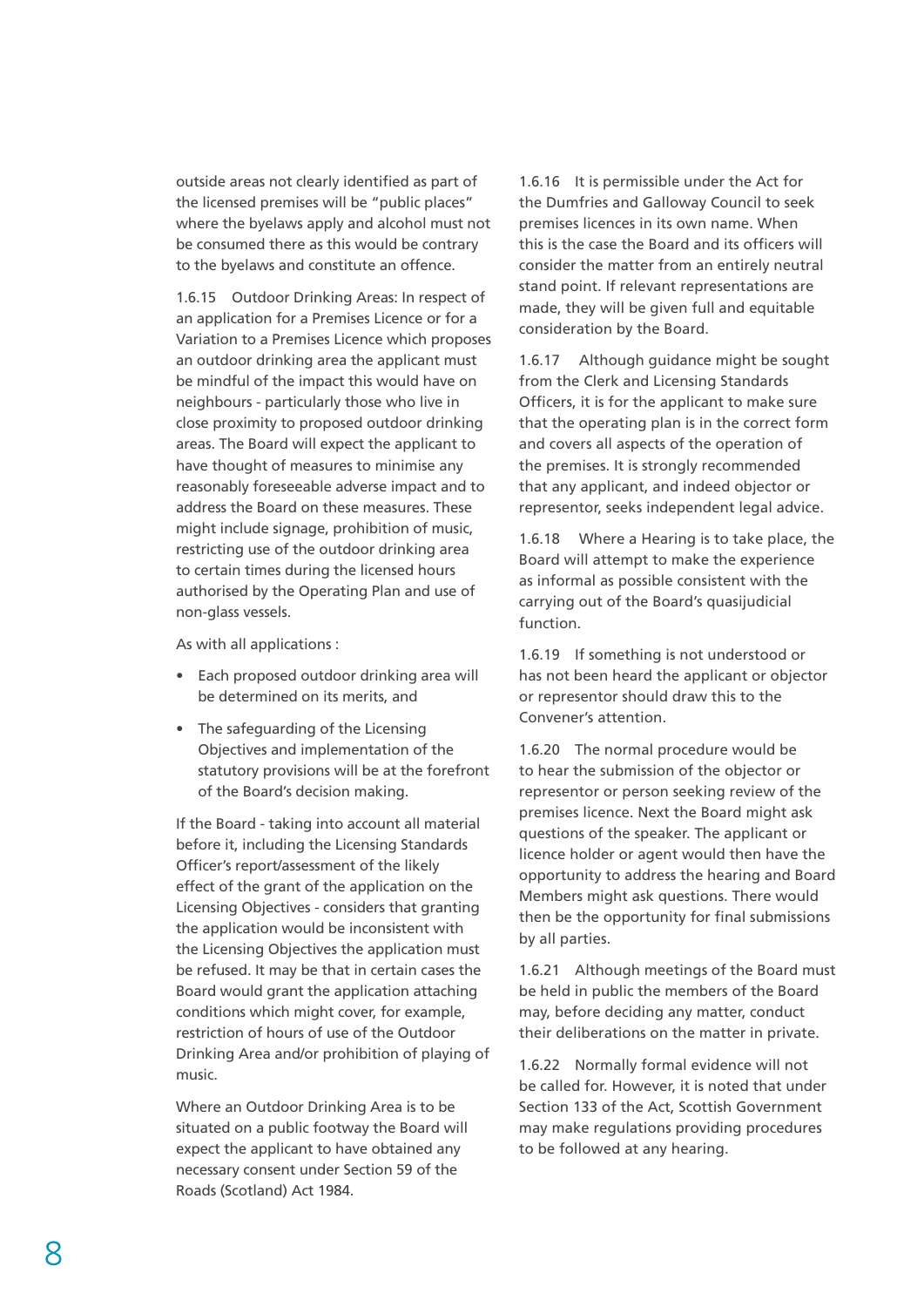outside areas not clearly identified as part of the licensed premises will be "public places" where the byelaws apply and alcohol must not be consumed there as this would be contrary to the byelaws and constitute an offence.

1.6.15 Outdoor Drinking Areas: In respect of an application for a Premises Licence or for a Variation to a Premises Licence which proposes an outdoor drinking area the applicant must be mindful of the impact this would have on neighbours - particularly those who live in close proximity to proposed outdoor drinking areas. The Board will expect the applicant to have thought of measures to minimise any reasonably foreseeable adverse impact and to address the Board on these measures. These might include signage, prohibition of music, restricting use of the outdoor drinking area to certain times during the licensed hours authorised by the Operating Plan and use of non-glass vessels.

As with all applications :

- Each proposed outdoor drinking area will be determined on its merits, and
- The safeguarding of the Licensing Objectives and implementation of the statutory provisions will be at the forefront of the Board's decision making.

If the Board - taking into account all material before it, including the Licensing Standards Officer's report/assessment of the likely effect of the grant of the application on the Licensing Objectives - considers that granting the application would be inconsistent with the Licensing Objectives the application must be refused. It may be that in certain cases the Board would grant the application attaching conditions which might cover, for example, restriction of hours of use of the Outdoor Drinking Area and/or prohibition of playing of music.

Where an Outdoor Drinking Area is to be situated on a public footway the Board will expect the applicant to have obtained any necessary consent under Section 59 of the Roads (Scotland) Act 1984.

1.6.16 It is permissible under the Act for the Dumfries and Galloway Council to seek premises licences in its own name. When this is the case the Board and its officers will consider the matter from an entirely neutral stand point. If relevant representations are made, they will be given full and equitable consideration by the Board.

1.6.17 Although guidance might be sought from the Clerk and Licensing Standards Officers, it is for the applicant to make sure that the operating plan is in the correct form and covers all aspects of the operation of the premises. It is strongly recommended that any applicant, and indeed objector or representor, seeks independent legal advice.

1.6.18 Where a Hearing is to take place, the Board will attempt to make the experience as informal as possible consistent with the carrying out of the Board's quasijudicial function.

1.6.19 If something is not understood or has not been heard the applicant or objector or representor should draw this to the Convener's attention.

1.6.20 The normal procedure would be to hear the submission of the objector or representor or person seeking review of the premises licence. Next the Board might ask questions of the speaker. The applicant or licence holder or agent would then have the opportunity to address the hearing and Board Members might ask questions. There would then be the opportunity for final submissions by all parties.

1.6.21 Although meetings of the Board must be held in public the members of the Board may, before deciding any matter, conduct their deliberations on the matter in private.

1.6.22 Normally formal evidence will not be called for. However, it is noted that under Section 133 of the Act, Scottish Government may make regulations providing procedures to be followed at any hearing.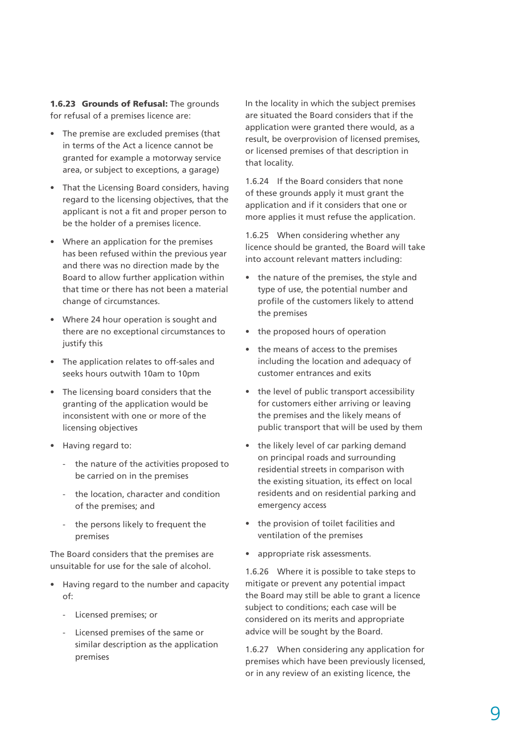**1.6.23 Grounds of Refusal:** The grounds for refusal of a premises licence are:

- The premise are excluded premises (that in terms of the Act a licence cannot be granted for example a motorway service area, or subject to exceptions, a garage)
- That the Licensing Board considers, having regard to the licensing objectives, that the applicant is not a fit and proper person to be the holder of a premises licence.
- Where an application for the premises has been refused within the previous year and there was no direction made by the Board to allow further application within that time or there has not been a material change of circumstances.
- Where 24 hour operation is sought and there are no exceptional circumstances to justify this
- The application relates to off-sales and seeks hours outwith 10am to 10pm
- The licensing board considers that the granting of the application would be inconsistent with one or more of the licensing objectives
- Having regard to:
  - the nature of the activities proposed to be carried on in the premises
  - the location, character and condition of the premises; and
  - the persons likely to frequent the premises

The Board considers that the premises are unsuitable for use for the sale of alcohol.

- Having regard to the number and capacity of:
  - Licensed premises; or
  - Licensed premises of the same or similar description as the application premises

In the locality in which the subject premises are situated the Board considers that if the application were granted there would, as a result, be overprovision of licensed premises, or licensed premises of that description in that locality.

1.6.24 If the Board considers that none of these grounds apply it must grant the application and if it considers that one or more applies it must refuse the application.

1.6.25 When considering whether any licence should be granted, the Board will take into account relevant matters including:

- the nature of the premises, the style and type of use, the potential number and profile of the customers likely to attend the premises
- the proposed hours of operation
- the means of access to the premises including the location and adequacy of customer entrances and exits
- the level of public transport accessibility for customers either arriving or leaving the premises and the likely means of public transport that will be used by them
- the likely level of car parking demand on principal roads and surrounding residential streets in comparison with the existing situation, its effect on local residents and on residential parking and emergency access
- the provision of toilet facilities and ventilation of the premises
- appropriate risk assessments.

1.6.26 Where it is possible to take steps to mitigate or prevent any potential impact the Board may still be able to grant a licence subject to conditions; each case will be considered on its merits and appropriate advice will be sought by the Board.

1.6.27 When considering any application for premises which have been previously licensed, or in any review of an existing licence, the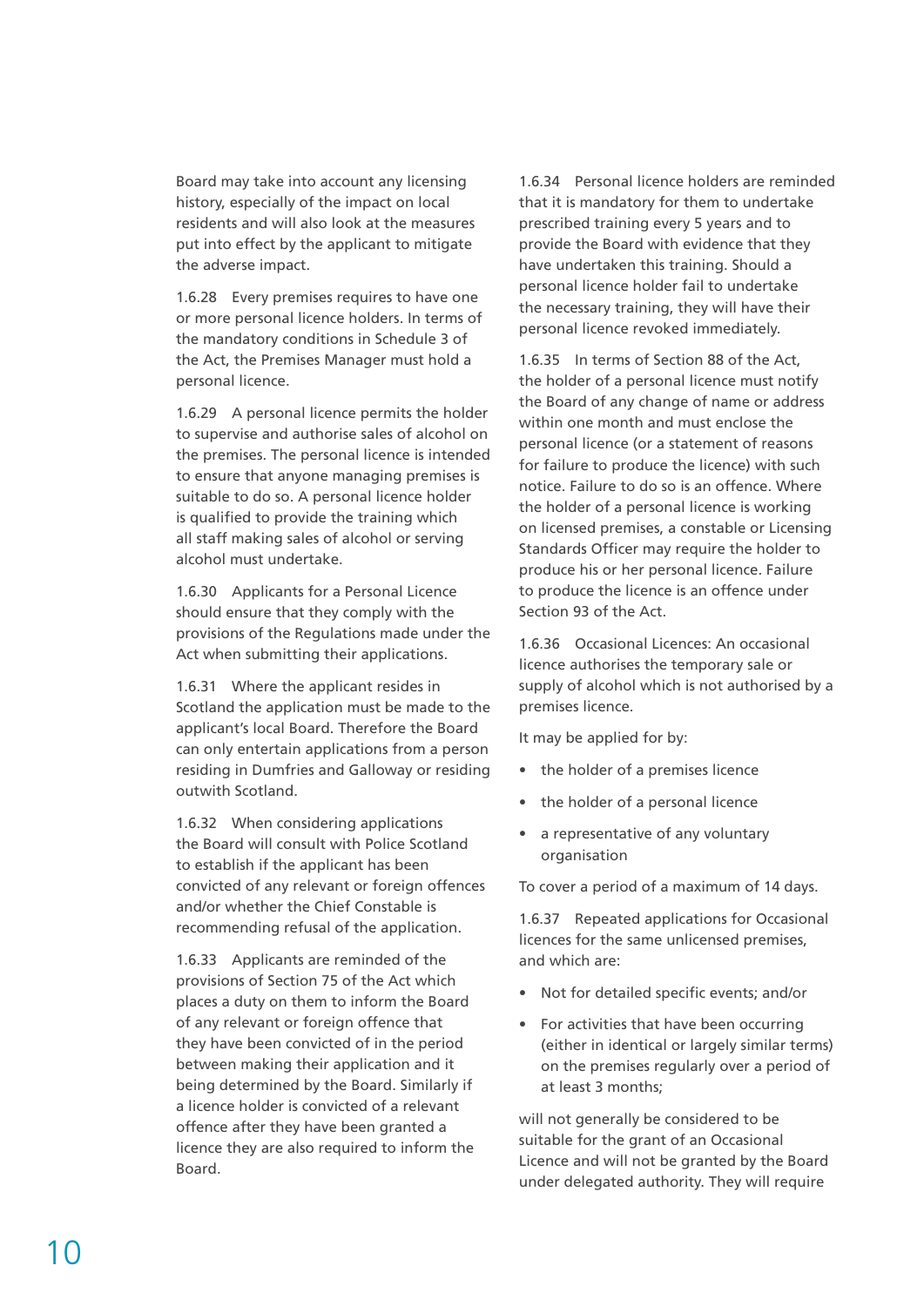Board may take into account any licensing history, especially of the impact on local residents and will also look at the measures put into effect by the applicant to mitigate the adverse impact.

1.6.28 Every premises requires to have one or more personal licence holders. In terms of the mandatory conditions in Schedule 3 of the Act, the Premises Manager must hold a personal licence.

1.6.29 A personal licence permits the holder to supervise and authorise sales of alcohol on the premises. The personal licence is intended to ensure that anyone managing premises is suitable to do so. A personal licence holder is qualified to provide the training which all staff making sales of alcohol or serving alcohol must undertake.

1.6.30 Applicants for a Personal Licence should ensure that they comply with the provisions of the Regulations made under the Act when submitting their applications.

1.6.31 Where the applicant resides in Scotland the application must be made to the applicant's local Board. Therefore the Board can only entertain applications from a person residing in Dumfries and Galloway or residing outwith Scotland.

1.6.32 When considering applications the Board will consult with Police Scotland to establish if the applicant has been convicted of any relevant or foreign offences and/or whether the Chief Constable is recommending refusal of the application.

1.6.33 Applicants are reminded of the provisions of Section 75 of the Act which places a duty on them to inform the Board of any relevant or foreign offence that they have been convicted of in the period between making their application and it being determined by the Board. Similarly if a licence holder is convicted of a relevant offence after they have been granted a licence they are also required to inform the Board.

1.6.34 Personal licence holders are reminded that it is mandatory for them to undertake prescribed training every 5 years and to provide the Board with evidence that they have undertaken this training. Should a personal licence holder fail to undertake the necessary training, they will have their personal licence revoked immediately.

1.6.35 In terms of Section 88 of the Act, the holder of a personal licence must notify the Board of any change of name or address within one month and must enclose the personal licence (or a statement of reasons for failure to produce the licence) with such notice. Failure to do so is an offence. Where the holder of a personal licence is working on licensed premises, a constable or Licensing Standards Officer may require the holder to produce his or her personal licence. Failure to produce the licence is an offence under Section 93 of the Act.

1.6.36 Occasional Licences: An occasional licence authorises the temporary sale or supply of alcohol which is not authorised by a premises licence.

It may be applied for by:

- the holder of a premises licence
- the holder of a personal licence
- a representative of any voluntary organisation

To cover a period of a maximum of 14 days.

1.6.37 Repeated applications for Occasional licences for the same unlicensed premises, and which are:

- Not for detailed specific events; and/or
- For activities that have been occurring (either in identical or largely similar terms) on the premises regularly over a period of at least 3 months;

will not generally be considered to be suitable for the grant of an Occasional Licence and will not be granted by the Board under delegated authority. They will require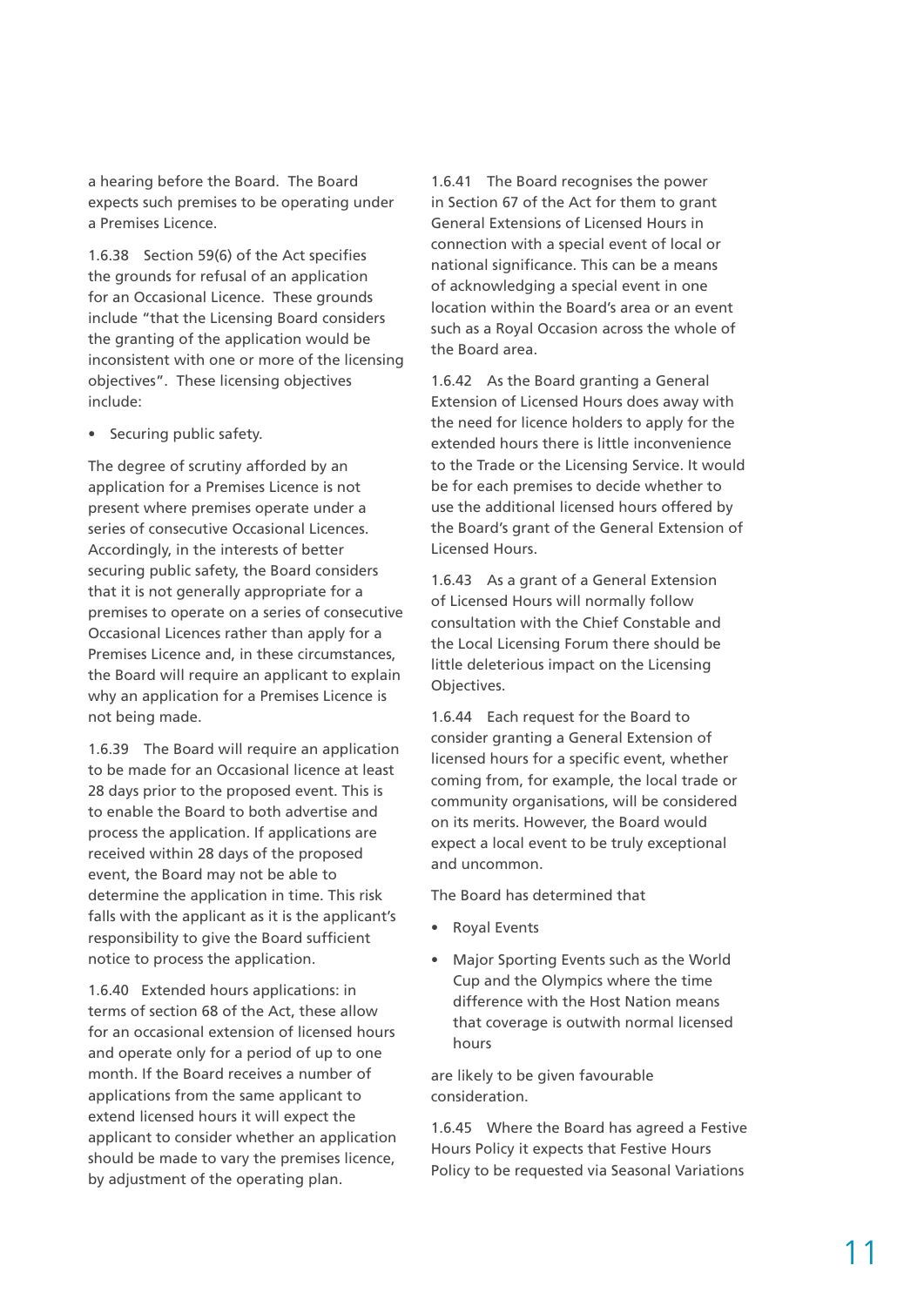a hearing before the Board. The Board expects such premises to be operating under a Premises Licence.

1.6.38 Section 59(6) of the Act specifies the grounds for refusal of an application for an Occasional Licence. These grounds include "that the Licensing Board considers the granting of the application would be inconsistent with one or more of the licensing objectives". These licensing objectives include:

- Securing public safety.

The degree of scrutiny afforded by an application for a Premises Licence is not present where premises operate under a series of consecutive Occasional Licences. Accordingly, in the interests of better securing public safety, the Board considers that it is not generally appropriate for a premises to operate on a series of consecutive Occasional Licences rather than apply for a Premises Licence and, in these circumstances, the Board will require an applicant to explain why an application for a Premises Licence is not being made.

1.6.39 The Board will require an application to be made for an Occasional licence at least 28 days prior to the proposed event. This is to enable the Board to both advertise and process the application. If applications are received within 28 days of the proposed event, the Board may not be able to determine the application in time. This risk falls with the applicant as it is the applicant's responsibility to give the Board sufficient notice to process the application.

1.6.40 Extended hours applications: in terms of section 68 of the Act, these allow for an occasional extension of licensed hours and operate only for a period of up to one month. If the Board receives a number of applications from the same applicant to extend licensed hours it will expect the applicant to consider whether an application should be made to vary the premises licence, by adjustment of the operating plan.

1.6.41 The Board recognises the power in Section 67 of the Act for them to grant General Extensions of Licensed Hours in connection with a special event of local or national significance. This can be a means of acknowledging a special event in one location within the Board's area or an event such as a Royal Occasion across the whole of the Board area.

1.6.42 As the Board granting a General Extension of Licensed Hours does away with the need for licence holders to apply for the extended hours there is little inconvenience to the Trade or the Licensing Service. It would be for each premises to decide whether to use the additional licensed hours offered by the Board's grant of the General Extension of Licensed Hours.

1.6.43 As a grant of a General Extension of Licensed Hours will normally follow consultation with the Chief Constable and the Local Licensing Forum there should be little deleterious impact on the Licensing Objectives.

1.6.44 Each request for the Board to consider granting a General Extension of licensed hours for a specific event, whether coming from, for example, the local trade or community organisations, will be considered on its merits. However, the Board would expect a local event to be truly exceptional and uncommon.

The Board has determined that

- Royal Events
- Major Sporting Events such as the World Cup and the Olympics where the time difference with the Host Nation means that coverage is outwith normal licensed hours

are likely to be given favourable consideration.

1.6.45 Where the Board has agreed a Festive Hours Policy it expects that Festive Hours Policy to be requested via Seasonal Variations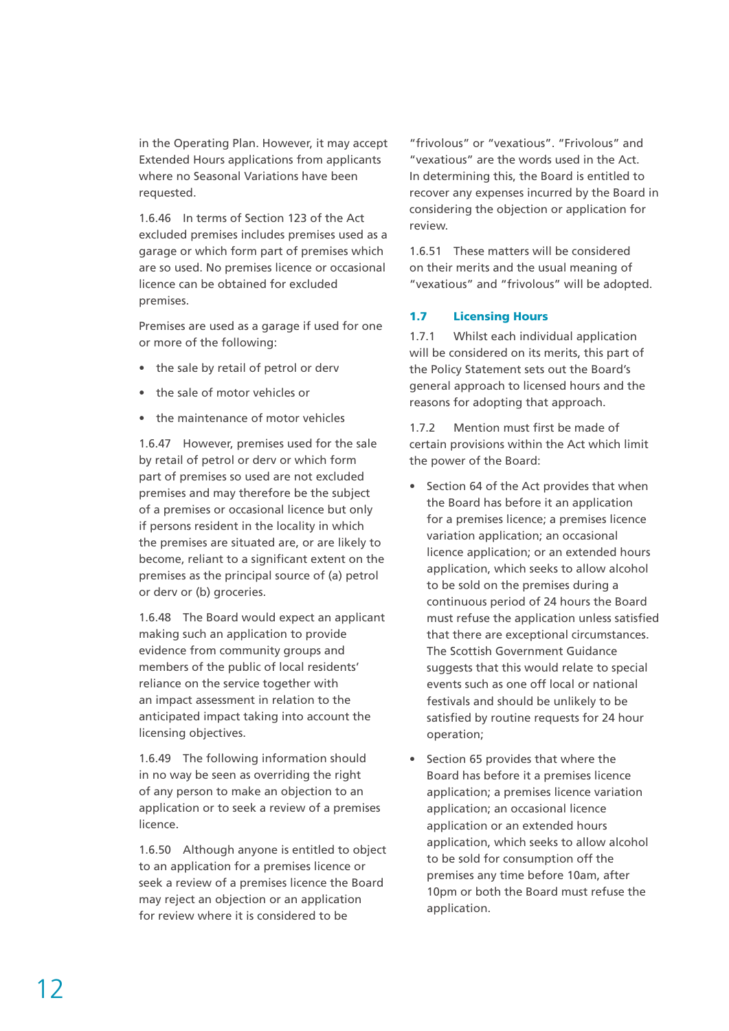in the Operating Plan. However, it may accept Extended Hours applications from applicants where no Seasonal Variations have been requested.

1.6.46 In terms of Section 123 of the Act excluded premises includes premises used as a garage or which form part of premises which are so used. No premises licence or occasional licence can be obtained for excluded premises.

Premises are used as a garage if used for one or more of the following:

- the sale by retail of petrol or derv
- the sale of motor vehicles or
- the maintenance of motor vehicles

1.6.47 However, premises used for the sale by retail of petrol or derv or which form part of premises so used are not excluded premises and may therefore be the subject of a premises or occasional licence but only if persons resident in the locality in which the premises are situated are, or are likely to become, reliant to a significant extent on the premises as the principal source of (a) petrol or derv or (b) groceries.

1.6.48 The Board would expect an applicant making such an application to provide evidence from community groups and members of the public of local residents' reliance on the service together with an impact assessment in relation to the anticipated impact taking into account the licensing objectives.

1.6.49 The following information should in no way be seen as overriding the right of any person to make an objection to an application or to seek a review of a premises licence.

1.6.50 Although anyone is entitled to object to an application for a premises licence or seek a review of a premises licence the Board may reject an objection or an application for review where it is considered to be "frivolous" or "vexatious". "Frivolous" and "vexatious" are the words used in the Act. In determining this, the Board is entitled to recover any expenses incurred by the Board in considering the objection or application for review.

1.6.51 These matters will be considered on their merits and the usual meaning of "vexatious" and "frivolous" will be adopted.

## 1.7 Licensing Hours

1.7.1 Whilst each individual application will be considered on its merits, this part of the Policy Statement sets out the Board's general approach to licensed hours and the reasons for adopting that approach.

1.7.2 Mention must first be made of certain provisions within the Act which limit the power of the Board:

- Section 64 of the Act provides that when the Board has before it an application for a premises licence; a premises licence variation application; an occasional licence application; or an extended hours application, which seeks to allow alcohol to be sold on the premises during a continuous period of 24 hours the Board must refuse the application unless satisfied that there are exceptional circumstances. The Scottish Government Guidance suggests that this would relate to special events such as one off local or national festivals and should be unlikely to be satisfied by routine requests for 24 hour operation;
- Section 65 provides that where the Board has before it a premises licence application; a premises licence variation application; an occasional licence application or an extended hours application, which seeks to allow alcohol to be sold for consumption off the premises any time before 10am, after 10pm or both the Board must refuse the application.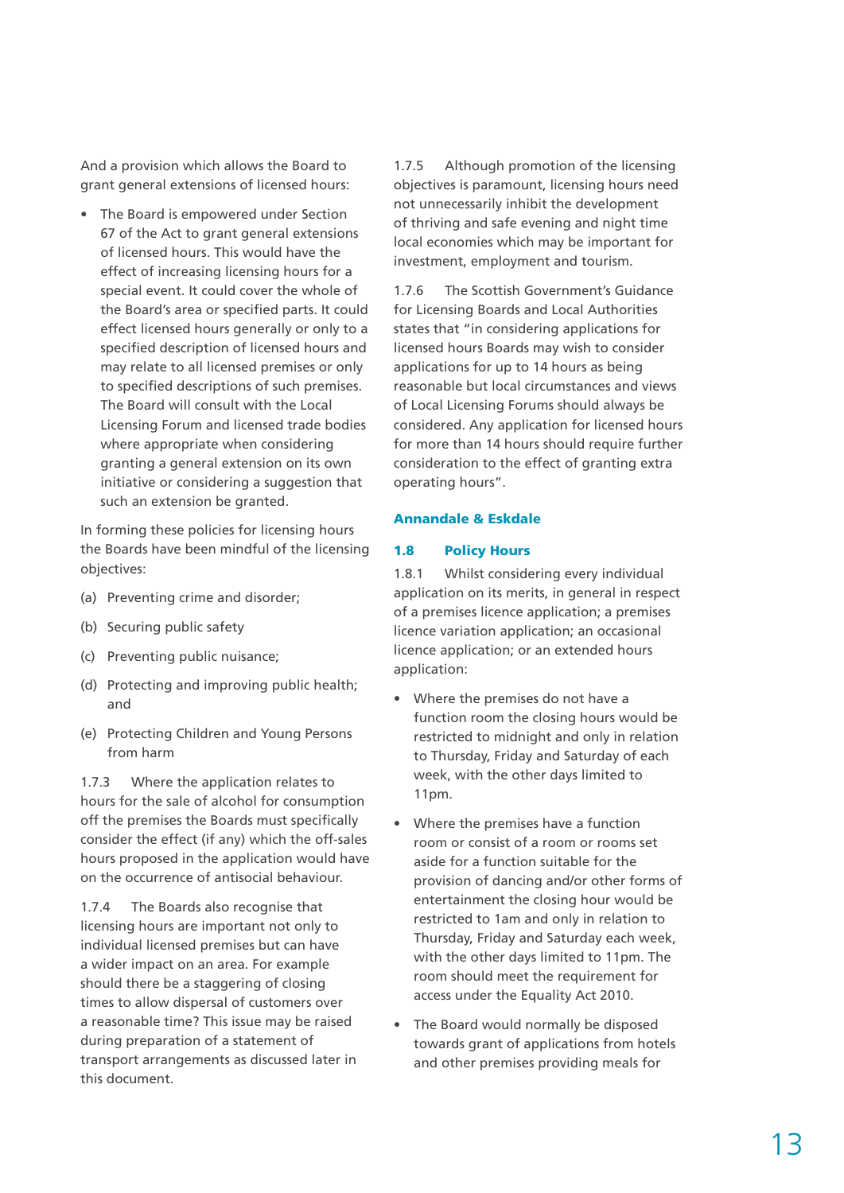And a provision which allows the Board to grant general extensions of licensed hours:

- The Board is empowered under Section 67 of the Act to grant general extensions of licensed hours. This would have the effect of increasing licensing hours for a special event. It could cover the whole of the Board's area or specified parts. It could effect licensed hours generally or only to a specified description of licensed hours and may relate to all licensed premises or only to specified descriptions of such premises. The Board will consult with the Local Licensing Forum and licensed trade bodies where appropriate when considering granting a general extension on its own initiative or considering a suggestion that such an extension be granted.

In forming these policies for licensing hours the Boards have been mindful of the licensing objectives:

(a) Preventing crime and disorder;

(b) Securing public safety

(c) Preventing public nuisance;

(d) Protecting and improving public health; and

(e) Protecting Children and Young Persons from harm

1.7.3 Where the application relates to hours for the sale of alcohol for consumption off the premises the Boards must specifically consider the effect (if any) which the off-sales hours proposed in the application would have on the occurrence of antisocial behaviour.

1.7.4 The Boards also recognise that licensing hours are important not only to individual licensed premises but can have a wider impact on an area. For example should there be a staggering of closing times to allow dispersal of customers over a reasonable time? This issue may be raised during preparation of a statement of transport arrangements as discussed later in this document.

1.7.5 Although promotion of the licensing objectives is paramount, licensing hours need not unnecessarily inhibit the development of thriving and safe evening and night time local economies which may be important for investment, employment and tourism.

1.7.6 The Scottish Government's Guidance for Licensing Boards and Local Authorities states that "in considering applications for licensed hours Boards may wish to consider applications for up to 14 hours as being reasonable but local circumstances and views of Local Licensing Forums should always be considered. Any application for licensed hours for more than 14 hours should require further consideration to the effect of granting extra operating hours".

## Annandale & Eskdale

### 1.8 Policy Hours

1.8.1 Whilst considering every individual application on its merits, in general in respect of a premises licence application; a premises licence variation application; an occasional licence application; or an extended hours application:

- Where the premises do not have a function room the closing hours would be restricted to midnight and only in relation to Thursday, Friday and Saturday of each week, with the other days limited to 11pm.

- Where the premises have a function room or consist of a room or rooms set aside for a function suitable for the provision of dancing and/or other forms of entertainment the closing hour would be restricted to 1am and only in relation to Thursday, Friday and Saturday each week, with the other days limited to 11pm. The room should meet the requirement for access under the Equality Act 2010.

- The Board would normally be disposed towards grant of applications from hotels and other premises providing meals for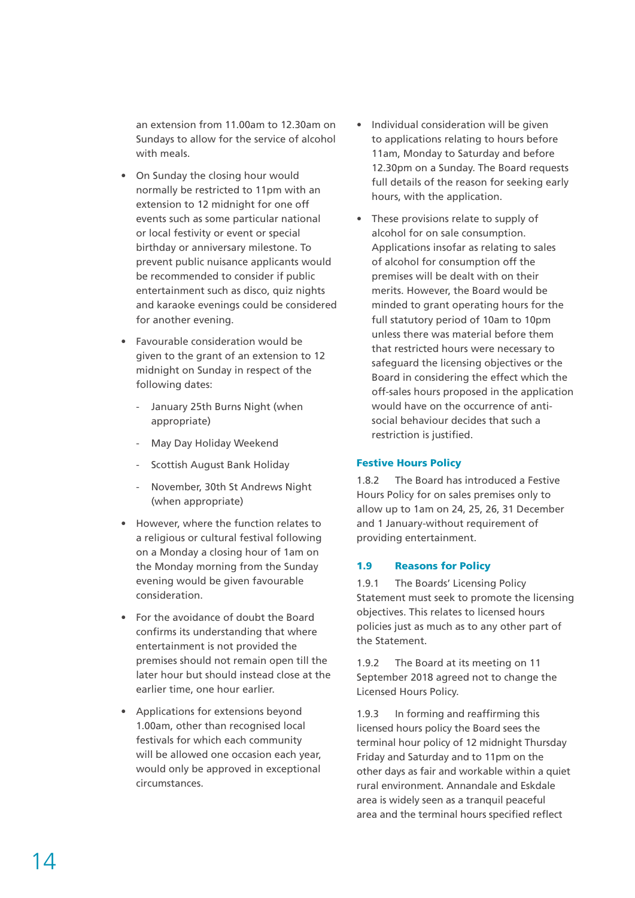an extension from 11.00am to 12.30am on Sundays to allow for the service of alcohol with meals.

- On Sunday the closing hour would normally be restricted to 11pm with an extension to 12 midnight for one off events such as some particular national or local festivity or event or special birthday or anniversary milestone. To prevent public nuisance applicants would be recommended to consider if public entertainment such as disco, quiz nights and karaoke evenings could be considered for another evening.
- Favourable consideration would be given to the grant of an extension to 12 midnight on Sunday in respect of the following dates:
  - January 25th Burns Night (when appropriate)
  - May Day Holiday Weekend
  - Scottish August Bank Holiday
  - November, 30th St Andrews Night (when appropriate)
- However, where the function relates to a religious or cultural festival following on a Monday a closing hour of 1am on the Monday morning from the Sunday evening would be given favourable consideration.
- For the avoidance of doubt the Board confirms its understanding that where entertainment is not provided the premises should not remain open till the later hour but should instead close at the earlier time, one hour earlier.
- Applications for extensions beyond 1.00am, other than recognised local festivals for which each community will be allowed one occasion each year, would only be approved in exceptional circumstances.
- Individual consideration will be given to applications relating to hours before 11am, Monday to Saturday and before 12.30pm on a Sunday. The Board requests full details of the reason for seeking early hours, with the application.
- These provisions relate to supply of alcohol for on sale consumption. Applications insofar as relating to sales of alcohol for consumption off the premises will be dealt with on their merits. However, the Board would be minded to grant operating hours for the full statutory period of 10am to 10pm unless there was material before them that restricted hours were necessary to safeguard the licensing objectives or the Board in considering the effect which the off-sales hours proposed in the application would have on the occurrence of anti-social behaviour decides that such a restriction is justified.

### Festive Hours Policy

1.8.2 The Board has introduced a Festive Hours Policy for on sales premises only to allow up to 1am on 24, 25, 26, 31 December and 1 January-without requirement of providing entertainment.

## 1.9 Reasons for Policy

1.9.1 The Boards' Licensing Policy Statement must seek to promote the licensing objectives. This relates to licensed hours policies just as much as to any other part of the Statement.

1.9.2 The Board at its meeting on 11 September 2018 agreed not to change the Licensed Hours Policy.

1.9.3 In forming and reaffirming this licensed hours policy the Board sees the terminal hour policy of 12 midnight Thursday Friday and Saturday and to 11pm on the other days as fair and workable within a quiet rural environment. Annandale and Eskdale area is widely seen as a tranquil peaceful area and the terminal hours specified reflect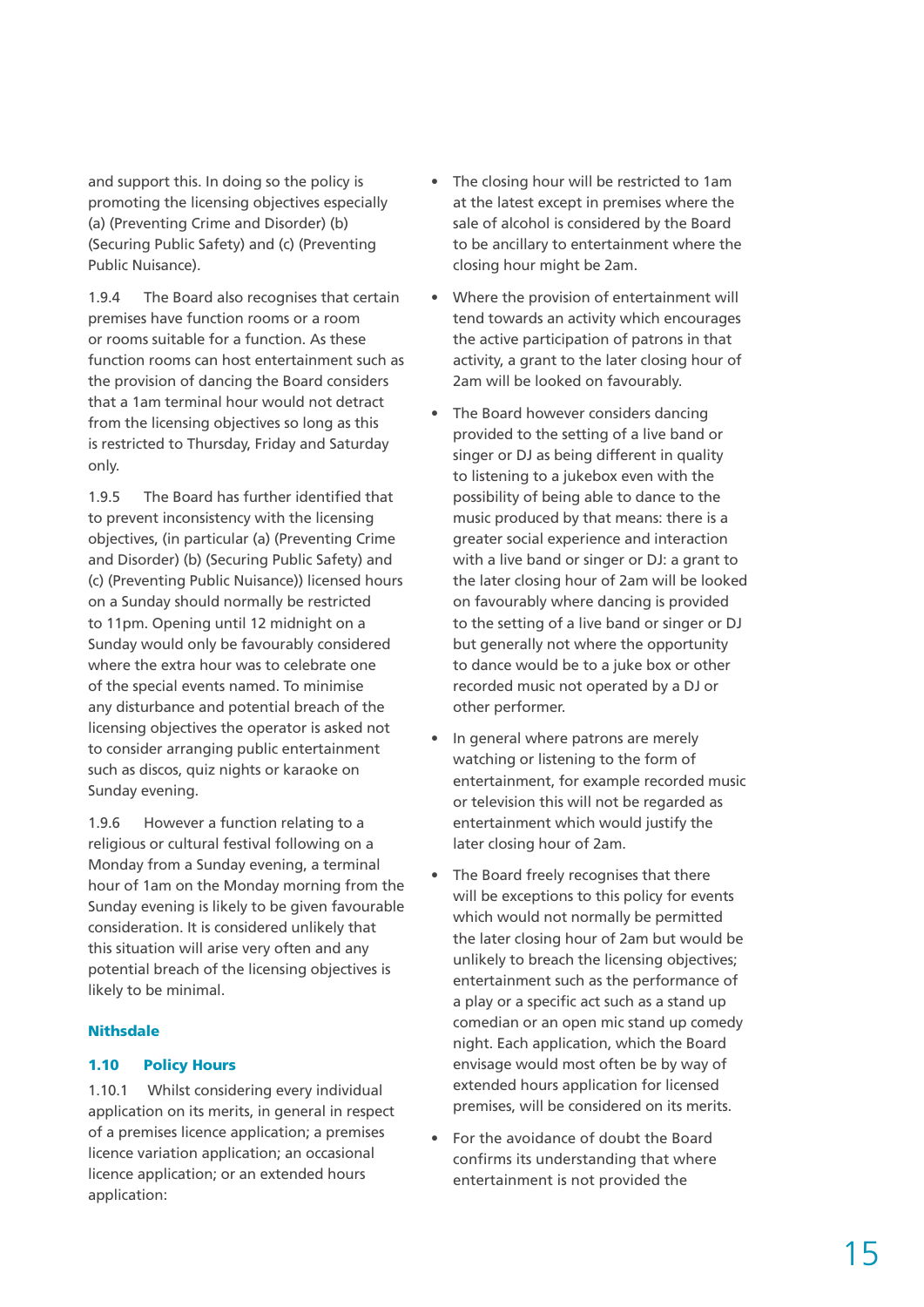and support this. In doing so the policy is promoting the licensing objectives especially (a) (Preventing Crime and Disorder) (b) (Securing Public Safety) and (c) (Preventing Public Nuisance).

1.9.4 The Board also recognises that certain premises have function rooms or a room or rooms suitable for a function. As these function rooms can host entertainment such as the provision of dancing the Board considers that a 1am terminal hour would not detract from the licensing objectives so long as this is restricted to Thursday, Friday and Saturday only.

1.9.5 The Board has further identified that to prevent inconsistency with the licensing objectives, (in particular (a) (Preventing Crime and Disorder) (b) (Securing Public Safety) and (c) (Preventing Public Nuisance)) licensed hours on a Sunday should normally be restricted to 11pm. Opening until 12 midnight on a Sunday would only be favourably considered where the extra hour was to celebrate one of the special events named. To minimise any disturbance and potential breach of the licensing objectives the operator is asked not to consider arranging public entertainment such as discos, quiz nights or karaoke on Sunday evening.

1.9.6 However a function relating to a religious or cultural festival following on a Monday from a Sunday evening, a terminal hour of 1am on the Monday morning from the Sunday evening is likely to be given favourable consideration. It is considered unlikely that this situation will arise very often and any potential breach of the licensing objectives is likely to be minimal.

### Nithsdale

### 1.10 Policy Hours

1.10.1 Whilst considering every individual application on its merits, in general in respect of a premises licence application; a premises licence variation application; an occasional licence application; or an extended hours application:

- The closing hour will be restricted to 1am at the latest except in premises where the sale of alcohol is considered by the Board to be ancillary to entertainment where the closing hour might be 2am.
- Where the provision of entertainment will tend towards an activity which encourages the active participation of patrons in that activity, a grant to the later closing hour of 2am will be looked on favourably.
- The Board however considers dancing provided to the setting of a live band or singer or DJ as being different in quality to listening to a jukebox even with the possibility of being able to dance to the music produced by that means: there is a greater social experience and interaction with a live band or singer or DJ: a grant to the later closing hour of 2am will be looked on favourably where dancing is provided to the setting of a live band or singer or DJ but generally not where the opportunity to dance would be to a juke box or other recorded music not operated by a DJ or other performer.
- In general where patrons are merely watching or listening to the form of entertainment, for example recorded music or television this will not be regarded as entertainment which would justify the later closing hour of 2am.
- The Board freely recognises that there will be exceptions to this policy for events which would not normally be permitted the later closing hour of 2am but would be unlikely to breach the licensing objectives; entertainment such as the performance of a play or a specific act such as a stand up comedian or an open mic stand up comedy night. Each application, which the Board envisage would most often be by way of extended hours application for licensed premises, will be considered on its merits.
- For the avoidance of doubt the Board confirms its understanding that where entertainment is not provided the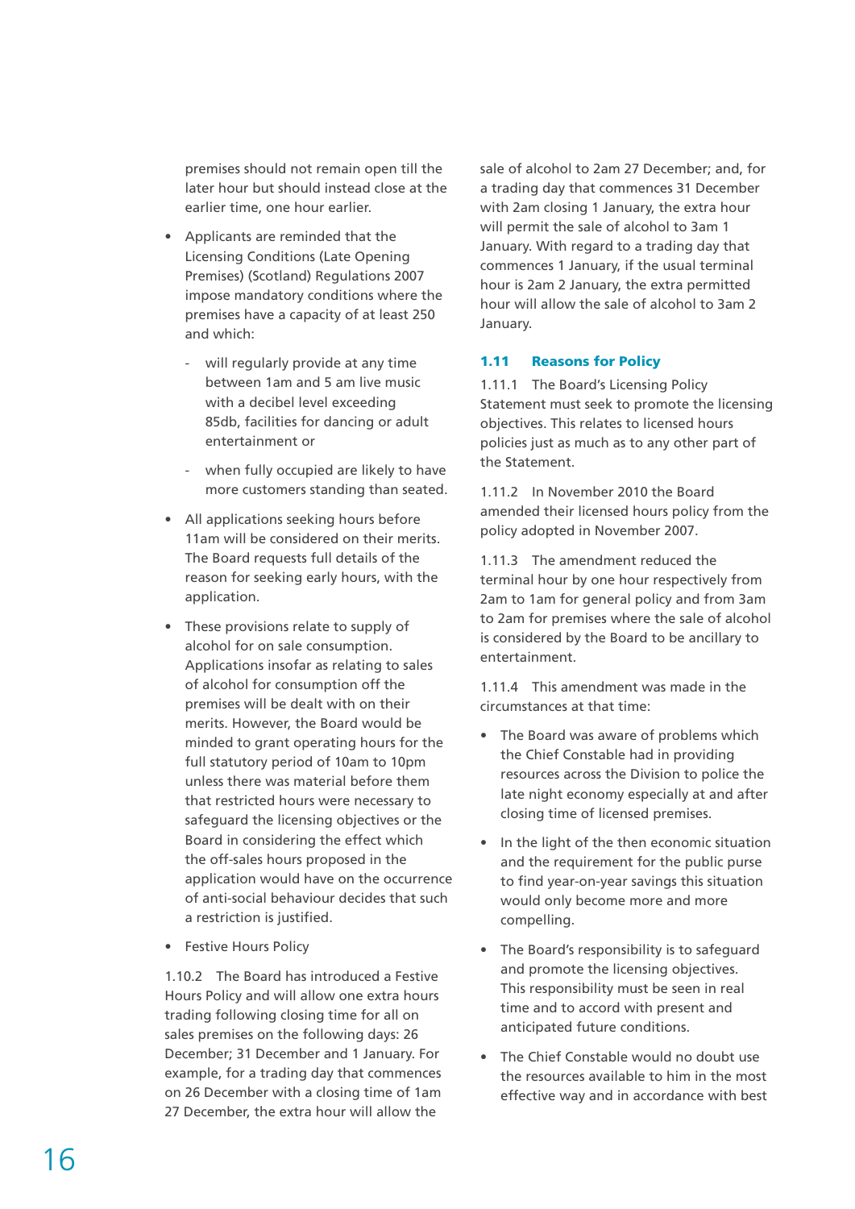premises should not remain open till the later hour but should instead close at the earlier time, one hour earlier.

- Applicants are reminded that the Licensing Conditions (Late Opening Premises) (Scotland) Regulations 2007 impose mandatory conditions where the premises have a capacity of at least 250 and which:
  - will regularly provide at any time between 1am and 5 am live music with a decibel level exceeding 85db, facilities for dancing or adult entertainment or
  - when fully occupied are likely to have more customers standing than seated.
- All applications seeking hours before 11am will be considered on their merits. The Board requests full details of the reason for seeking early hours, with the application.
- These provisions relate to supply of alcohol for on sale consumption. Applications insofar as relating to sales of alcohol for consumption off the premises will be dealt with on their merits. However, the Board would be minded to grant operating hours for the full statutory period of 10am to 10pm unless there was material before them that restricted hours were necessary to safeguard the licensing objectives or the Board in considering the effect which the off-sales hours proposed in the application would have on the occurrence of anti-social behaviour decides that such a restriction is justified.
- Festive Hours Policy

1.10.2 The Board has introduced a Festive Hours Policy and will allow one extra hours trading following closing time for all on sales premises on the following days: 26 December; 31 December and 1 January. For example, for a trading day that commences on 26 December with a closing time of 1am 27 December, the extra hour will allow the sale of alcohol to 2am 27 December; and, for a trading day that commences 31 December with 2am closing 1 January, the extra hour will permit the sale of alcohol to 3am 1 January. With regard to a trading day that commences 1 January, if the usual terminal hour is 2am 2 January, the extra permitted hour will allow the sale of alcohol to 3am 2 January.

### 1.11 Reasons for Policy

1.11.1 The Board's Licensing Policy Statement must seek to promote the licensing objectives. This relates to licensed hours policies just as much as to any other part of the Statement.

1.11.2 In November 2010 the Board amended their licensed hours policy from the policy adopted in November 2007.

1.11.3 The amendment reduced the terminal hour by one hour respectively from 2am to 1am for general policy and from 3am to 2am for premises where the sale of alcohol is considered by the Board to be ancillary to entertainment.

1.11.4 This amendment was made in the circumstances at that time:

- The Board was aware of problems which the Chief Constable had in providing resources across the Division to police the late night economy especially at and after closing time of licensed premises.
- In the light of the then economic situation and the requirement for the public purse to find year-on-year savings this situation would only become more and more compelling.
- The Board's responsibility is to safeguard and promote the licensing objectives. This responsibility must be seen in real time and to accord with present and anticipated future conditions.
- The Chief Constable would no doubt use the resources available to him in the most effective way and in accordance with best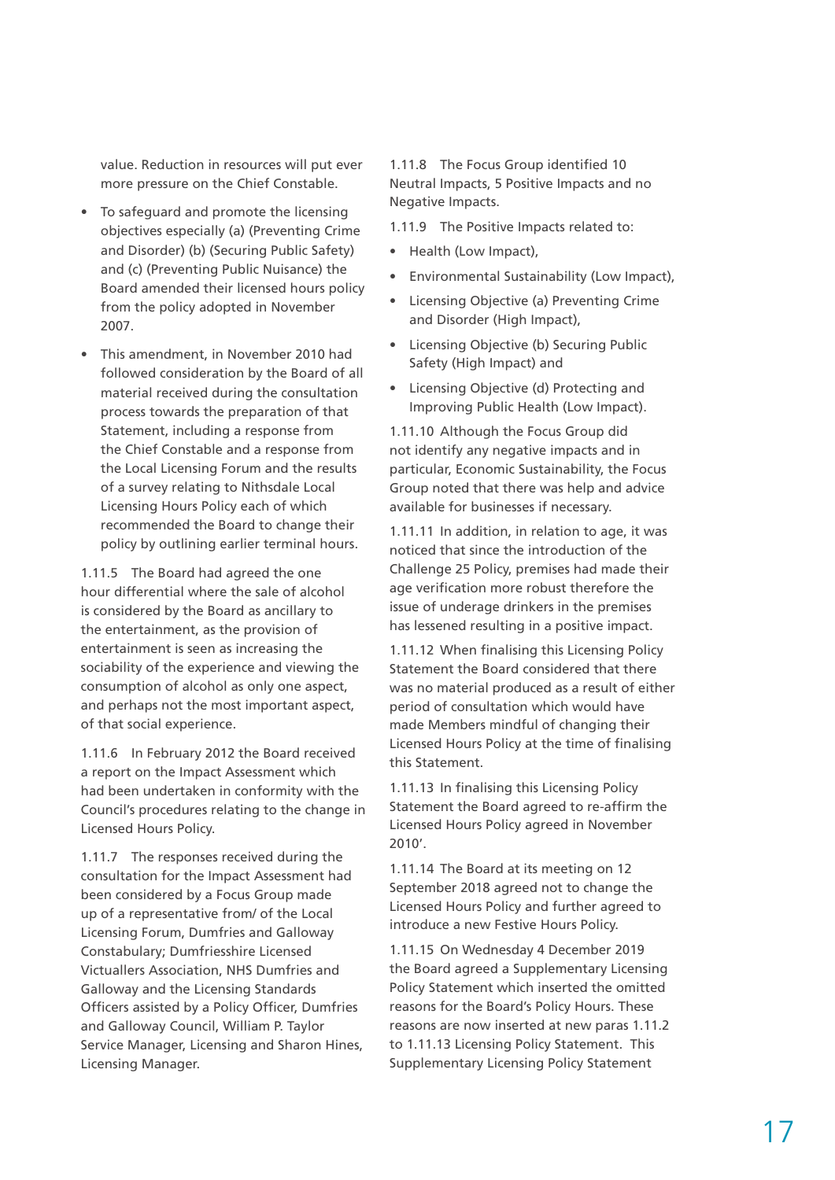value. Reduction in resources will put ever more pressure on the Chief Constable.

- To safeguard and promote the licensing objectives especially (a) (Preventing Crime and Disorder) (b) (Securing Public Safety) and (c) (Preventing Public Nuisance) the Board amended their licensed hours policy from the policy adopted in November 2007.
- This amendment, in November 2010 had followed consideration by the Board of all material received during the consultation process towards the preparation of that Statement, including a response from the Chief Constable and a response from the Local Licensing Forum and the results of a survey relating to Nithsdale Local Licensing Hours Policy each of which recommended the Board to change their policy by outlining earlier terminal hours.

1.11.5 The Board had agreed the one hour differential where the sale of alcohol is considered by the Board as ancillary to the entertainment, as the provision of entertainment is seen as increasing the sociability of the experience and viewing the consumption of alcohol as only one aspect, and perhaps not the most important aspect, of that social experience.

1.11.6 In February 2012 the Board received a report on the Impact Assessment which had been undertaken in conformity with the Council's procedures relating to the change in Licensed Hours Policy.

1.11.7 The responses received during the consultation for the Impact Assessment had been considered by a Focus Group made up of a representative from/ of the Local Licensing Forum, Dumfries and Galloway Constabulary; Dumfriesshire Licensed Victuallers Association, NHS Dumfries and Galloway and the Licensing Standards Officers assisted by a Policy Officer, Dumfries and Galloway Council, William P. Taylor Service Manager, Licensing and Sharon Hines, Licensing Manager.

1.11.8 The Focus Group identified 10 Neutral Impacts, 5 Positive Impacts and no Negative Impacts.

1.11.9 The Positive Impacts related to:

- Health (Low Impact),
- Environmental Sustainability (Low Impact),
- Licensing Objective (a) Preventing Crime and Disorder (High Impact),
- Licensing Objective (b) Securing Public Safety (High Impact) and
- Licensing Objective (d) Protecting and Improving Public Health (Low Impact).

1.11.10 Although the Focus Group did not identify any negative impacts and in particular, Economic Sustainability, the Focus Group noted that there was help and advice available for businesses if necessary.

1.11.11 In addition, in relation to age, it was noticed that since the introduction of the Challenge 25 Policy, premises had made their age verification more robust therefore the issue of underage drinkers in the premises has lessened resulting in a positive impact.

1.11.12 When finalising this Licensing Policy Statement the Board considered that there was no material produced as a result of either period of consultation which would have made Members mindful of changing their Licensed Hours Policy at the time of finalising this Statement.

1.11.13 In finalising this Licensing Policy Statement the Board agreed to re-affirm the Licensed Hours Policy agreed in November 2010'.

1.11.14 The Board at its meeting on 12 September 2018 agreed not to change the Licensed Hours Policy and further agreed to introduce a new Festive Hours Policy.

1.11.15 On Wednesday 4 December 2019 the Board agreed a Supplementary Licensing Policy Statement which inserted the omitted reasons for the Board's Policy Hours. These reasons are now inserted at new paras 1.11.2 to 1.11.13 Licensing Policy Statement. This Supplementary Licensing Policy Statement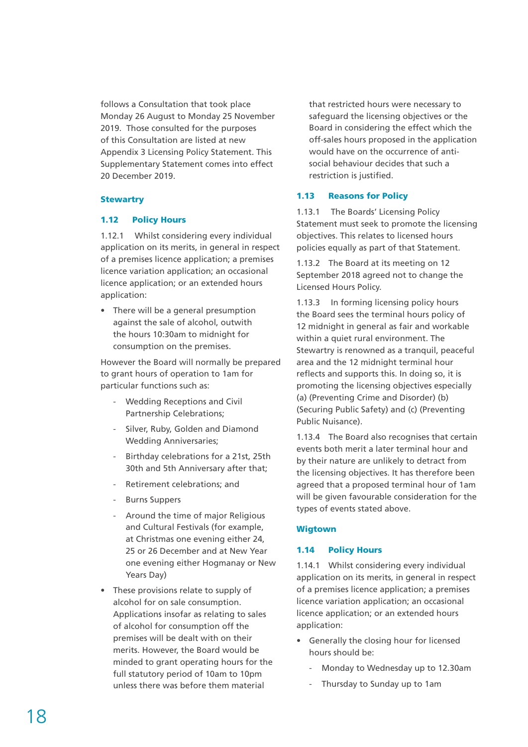follows a Consultation that took place Monday 26 August to Monday 25 November 2019. Those consulted for the purposes of this Consultation are listed at new Appendix 3 Licensing Policy Statement. This Supplementary Statement comes into effect 20 December 2019.

## Stewartry

### 1.12 Policy Hours

1.12.1 Whilst considering every individual application on its merits, in general in respect of a premises licence application; a premises licence variation application; an occasional licence application; or an extended hours application:

- There will be a general presumption against the sale of alcohol, outwith the hours 10:30am to midnight for consumption on the premises.

However the Board will normally be prepared to grant hours of operation to 1am for particular functions such as:

  - Wedding Receptions and Civil Partnership Celebrations;
  - Silver, Ruby, Golden and Diamond Wedding Anniversaries;
  - Birthday celebrations for a 21st, 25th 30th and 5th Anniversary after that;
  - Retirement celebrations; and
  - Burns Suppers
  - Around the time of major Religious and Cultural Festivals (for example, at Christmas one evening either 24, 25 or 26 December and at New Year one evening either Hogmanay or New Years Day)

- These provisions relate to supply of alcohol for on sale consumption. Applications insofar as relating to sales of alcohol for consumption off the premises will be dealt with on their merits. However, the Board would be minded to grant operating hours for the full statutory period of 10am to 10pm unless there was before them material that restricted hours were necessary to safeguard the licensing objectives or the Board in considering the effect which the off-sales hours proposed in the application would have on the occurrence of anti-social behaviour decides that such a restriction is justified.

### 1.13 Reasons for Policy

1.13.1 The Boards' Licensing Policy Statement must seek to promote the licensing objectives. This relates to licensed hours policies equally as part of that Statement.

1.13.2 The Board at its meeting on 12 September 2018 agreed not to change the Licensed Hours Policy.

1.13.3 In forming licensing policy hours the Board sees the terminal hours policy of 12 midnight in general as fair and workable within a quiet rural environment. The Stewartry is renowned as a tranquil, peaceful area and the 12 midnight terminal hour reflects and supports this. In doing so, it is promoting the licensing objectives especially (a) (Preventing Crime and Disorder) (b) (Securing Public Safety) and (c) (Preventing Public Nuisance).

1.13.4 The Board also recognises that certain events both merit a later terminal hour and by their nature are unlikely to detract from the licensing objectives. It has therefore been agreed that a proposed terminal hour of 1am will be given favourable consideration for the types of events stated above.

## Wigtown

### 1.14 Policy Hours

1.14.1 Whilst considering every individual application on its merits, in general in respect of a premises licence application; a premises licence variation application; an occasional licence application; or an extended hours application:

- Generally the closing hour for licensed hours should be:
  - Monday to Wednesday up to 12.30am
  - Thursday to Sunday up to 1am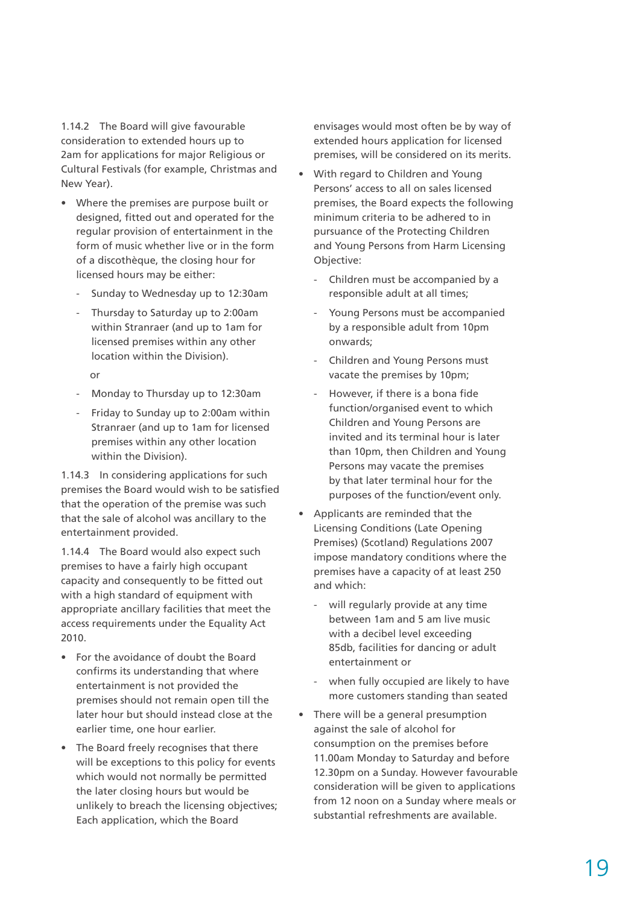1.14.2 The Board will give favourable consideration to extended hours up to 2am for applications for major Religious or Cultural Festivals (for example, Christmas and New Year).

- Where the premises are purpose built or designed, fitted out and operated for the regular provision of entertainment in the form of music whether live or in the form of a discothèque, the closing hour for licensed hours may be either:
  - Sunday to Wednesday up to 12:30am
  - Thursday to Saturday up to 2:00am within Stranraer (and up to 1am for licensed premises within any other location within the Division).

    or

  - Monday to Thursday up to 12:30am
  - Friday to Sunday up to 2:00am within Stranraer (and up to 1am for licensed premises within any other location within the Division).

1.14.3 In considering applications for such premises the Board would wish to be satisfied that the operation of the premise was such that the sale of alcohol was ancillary to the entertainment provided.

1.14.4 The Board would also expect such premises to have a fairly high occupant capacity and consequently to be fitted out with a high standard of equipment with appropriate ancillary facilities that meet the access requirements under the Equality Act 2010.

- For the avoidance of doubt the Board confirms its understanding that where entertainment is not provided the premises should not remain open till the later hour but should instead close at the earlier time, one hour earlier.
- The Board freely recognises that there will be exceptions to this policy for events which would not normally be permitted the later closing hours but would be unlikely to breach the licensing objectives; Each application, which the Board envisages would most often be by way of extended hours application for licensed premises, will be considered on its merits.
- With regard to Children and Young Persons' access to all on sales licensed premises, the Board expects the following minimum criteria to be adhered to in pursuance of the Protecting Children and Young Persons from Harm Licensing Objective:
  - Children must be accompanied by a responsible adult at all times;
  - Young Persons must be accompanied by a responsible adult from 10pm onwards;
  - Children and Young Persons must vacate the premises by 10pm;
  - However, if there is a bona fide function/organised event to which Children and Young Persons are invited and its terminal hour is later than 10pm, then Children and Young Persons may vacate the premises by that later terminal hour for the purposes of the function/event only.
- Applicants are reminded that the Licensing Conditions (Late Opening Premises) (Scotland) Regulations 2007 impose mandatory conditions where the premises have a capacity of at least 250 and which:
  - will regularly provide at any time between 1am and 5 am live music with a decibel level exceeding 85db, facilities for dancing or adult entertainment or
  - when fully occupied are likely to have more customers standing than seated
- There will be a general presumption against the sale of alcohol for consumption on the premises before 11.00am Monday to Saturday and before 12.30pm on a Sunday. However favourable consideration will be given to applications from 12 noon on a Sunday where meals or substantial refreshments are available.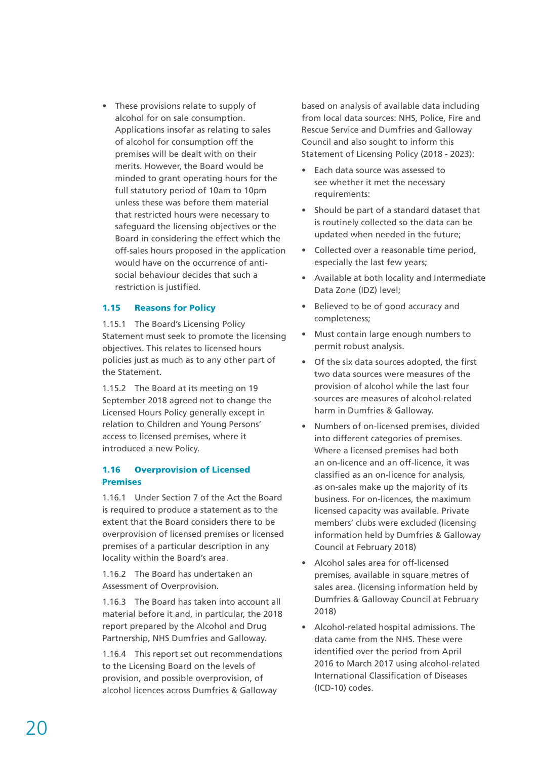- These provisions relate to supply of alcohol for on sale consumption. Applications insofar as relating to sales of alcohol for consumption off the premises will be dealt with on their merits. However, the Board would be minded to grant operating hours for the full statutory period of 10am to 10pm unless these was before them material that restricted hours were necessary to safeguard the licensing objectives or the Board in considering the effect which the off-sales hours proposed in the application would have on the occurrence of anti-social behaviour decides that such a restriction is justified.

### 1.15 Reasons for Policy

1.15.1 The Board's Licensing Policy Statement must seek to promote the licensing objectives. This relates to licensed hours policies just as much as to any other part of the Statement.

1.15.2 The Board at its meeting on 19 September 2018 agreed not to change the Licensed Hours Policy generally except in relation to Children and Young Persons' access to licensed premises, where it introduced a new Policy.

### 1.16 Overprovision of Licensed Premises

1.16.1 Under Section 7 of the Act the Board is required to produce a statement as to the extent that the Board considers there to be overprovision of licensed premises or licensed premises of a particular description in any locality within the Board's area.

1.16.2 The Board has undertaken an Assessment of Overprovision.

1.16.3 The Board has taken into account all material before it and, in particular, the 2018 report prepared by the Alcohol and Drug Partnership, NHS Dumfries and Galloway.

1.16.4 This report set out recommendations to the Licensing Board on the levels of provision, and possible overprovision, of alcohol licences across Dumfries & Galloway based on analysis of available data including from local data sources: NHS, Police, Fire and Rescue Service and Dumfries and Galloway Council and also sought to inform this Statement of Licensing Policy (2018 - 2023):

- Each data source was assessed to see whether it met the necessary requirements:
- Should be part of a standard dataset that is routinely collected so the data can be updated when needed in the future;
- Collected over a reasonable time period, especially the last few years;
- Available at both locality and Intermediate Data Zone (IDZ) level;
- Believed to be of good accuracy and completeness;
- Must contain large enough numbers to permit robust analysis.
- Of the six data sources adopted, the first two data sources were measures of the provision of alcohol while the last four sources are measures of alcohol-related harm in Dumfries & Galloway.
- Numbers of on-licensed premises, divided into different categories of premises. Where a licensed premises had both an on-licence and an off-licence, it was classified as an on-licence for analysis, as on-sales make up the majority of its business. For on-licences, the maximum licensed capacity was available. Private members' clubs were excluded (licensing information held by Dumfries & Galloway Council at February 2018)
- Alcohol sales area for off-licensed premises, available in square metres of sales area. (licensing information held by Dumfries & Galloway Council at February 2018)
- Alcohol-related hospital admissions. The data came from the NHS. These were identified over the period from April 2016 to March 2017 using alcohol-related International Classification of Diseases (ICD-10) codes.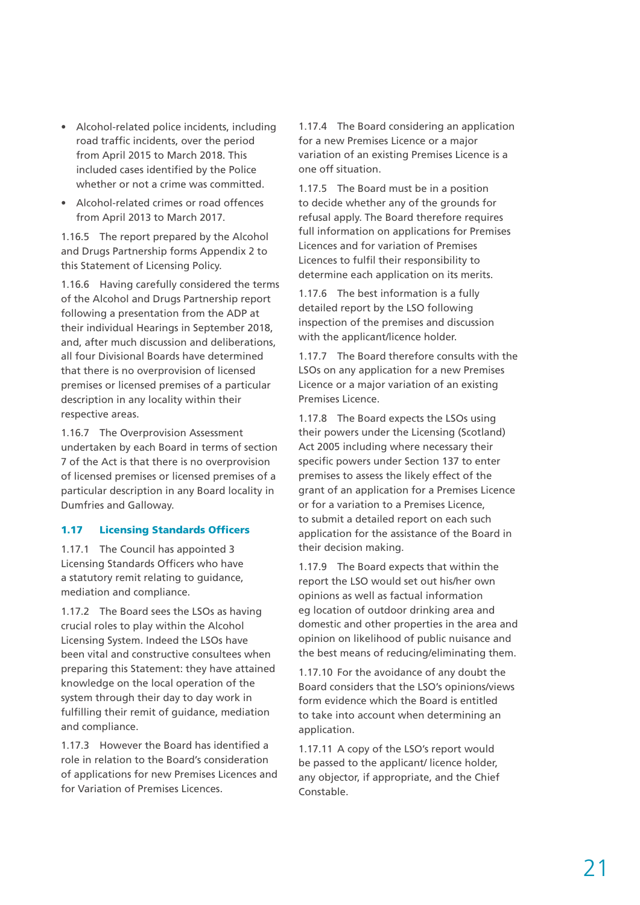- Alcohol-related police incidents, including road traffic incidents, over the period from April 2015 to March 2018. This included cases identified by the Police whether or not a crime was committed.
- Alcohol-related crimes or road offences from April 2013 to March 2017.

1.16.5 The report prepared by the Alcohol and Drugs Partnership forms Appendix 2 to this Statement of Licensing Policy.

1.16.6 Having carefully considered the terms of the Alcohol and Drugs Partnership report following a presentation from the ADP at their individual Hearings in September 2018, and, after much discussion and deliberations, all four Divisional Boards have determined that there is no overprovision of licensed premises or licensed premises of a particular description in any locality within their respective areas.

1.16.7 The Overprovision Assessment undertaken by each Board in terms of section 7 of the Act is that there is no overprovision of licensed premises or licensed premises of a particular description in any Board locality in Dumfries and Galloway.

## 1.17 Licensing Standards Officers

1.17.1 The Council has appointed 3 Licensing Standards Officers who have a statutory remit relating to guidance, mediation and compliance.

1.17.2 The Board sees the LSOs as having crucial roles to play within the Alcohol Licensing System. Indeed the LSOs have been vital and constructive consultees when preparing this Statement: they have attained knowledge on the local operation of the system through their day to day work in fulfilling their remit of guidance, mediation and compliance.

1.17.3 However the Board has identified a role in relation to the Board's consideration of applications for new Premises Licences and for Variation of Premises Licences.

1.17.4 The Board considering an application for a new Premises Licence or a major variation of an existing Premises Licence is a one off situation.

1.17.5 The Board must be in a position to decide whether any of the grounds for refusal apply. The Board therefore requires full information on applications for Premises Licences and for variation of Premises Licences to fulfil their responsibility to determine each application on its merits.

1.17.6 The best information is a fully detailed report by the LSO following inspection of the premises and discussion with the applicant/licence holder.

1.17.7 The Board therefore consults with the LSOs on any application for a new Premises Licence or a major variation of an existing Premises Licence.

1.17.8 The Board expects the LSOs using their powers under the Licensing (Scotland) Act 2005 including where necessary their specific powers under Section 137 to enter premises to assess the likely effect of the grant of an application for a Premises Licence or for a variation to a Premises Licence, to submit a detailed report on each such application for the assistance of the Board in their decision making.

1.17.9 The Board expects that within the report the LSO would set out his/her own opinions as well as factual information eg location of outdoor drinking area and domestic and other properties in the area and opinion on likelihood of public nuisance and the best means of reducing/eliminating them.

1.17.10 For the avoidance of any doubt the Board considers that the LSO's opinions/views form evidence which the Board is entitled to take into account when determining an application.

1.17.11 A copy of the LSO's report would be passed to the applicant/ licence holder, any objector, if appropriate, and the Chief Constable.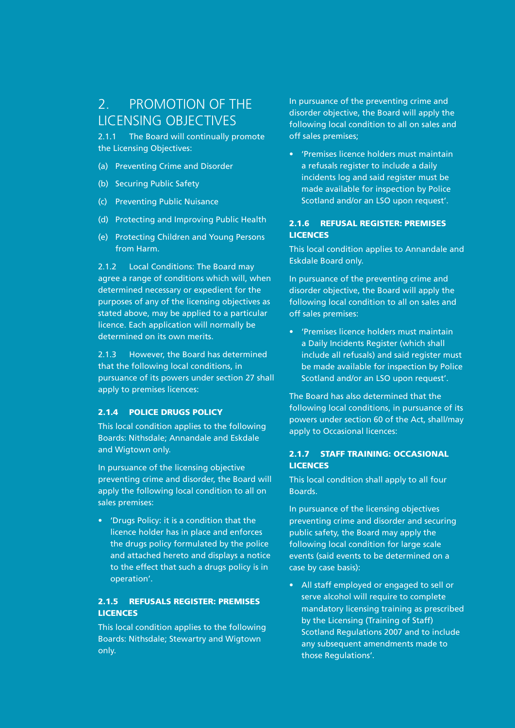## 2. PROMOTION OF THE LICENSING OBJECTIVES

2.1.1 The Board will continually promote the Licensing Objectives:

(a) Preventing Crime and Disorder

(b) Securing Public Safety

(c) Preventing Public Nuisance

(d) Protecting and Improving Public Health

(e) Protecting Children and Young Persons from Harm.

2.1.2 Local Conditions: The Board may agree a range of conditions which will, when determined necessary or expedient for the purposes of any of the licensing objectives as stated above, may be applied to a particular licence. Each application will normally be determined on its own merits.

2.1.3 However, the Board has determined that the following local conditions, in pursuance of its powers under section 27 shall apply to premises licences:

### 2.1.4 POLICE DRUGS POLICY

This local condition applies to the following Boards: Nithsdale; Annandale and Eskdale and Wigtown only.

In pursuance of the licensing objective preventing crime and disorder, the Board will apply the following local condition to all on sales premises:

- 'Drugs Policy: it is a condition that the licence holder has in place and enforces the drugs policy formulated by the police and attached hereto and displays a notice to the effect that such a drugs policy is in operation'.

### 2.1.5 REFUSALS REGISTER: PREMISES LICENCES

This local condition applies to the following Boards: Nithsdale; Stewartry and Wigtown only.

In pursuance of the preventing crime and disorder objective, the Board will apply the following local condition to all on sales and off sales premises;

- 'Premises licence holders must maintain a refusals register to include a daily incidents log and said register must be made available for inspection by Police Scotland and/or an LSO upon request'.

### 2.1.6 REFUSAL REGISTER: PREMISES LICENCES

This local condition applies to Annandale and Eskdale Board only.

In pursuance of the preventing crime and disorder objective, the Board will apply the following local condition to all on sales and off sales premises:

- 'Premises licence holders must maintain a Daily Incidents Register (which shall include all refusals) and said register must be made available for inspection by Police Scotland and/or an LSO upon request'.

The Board has also determined that the following local conditions, in pursuance of its powers under section 60 of the Act, shall/may apply to Occasional licences:

### 2.1.7 STAFF TRAINING: OCCASIONAL LICENCES

This local condition shall apply to all four Boards.

In pursuance of the licensing objectives preventing crime and disorder and securing public safety, the Board may apply the following local condition for large scale events (said events to be determined on a case by case basis):

- All staff employed or engaged to sell or serve alcohol will require to complete mandatory licensing training as prescribed by the Licensing (Training of Staff) Scotland Regulations 2007 and to include any subsequent amendments made to those Regulations'.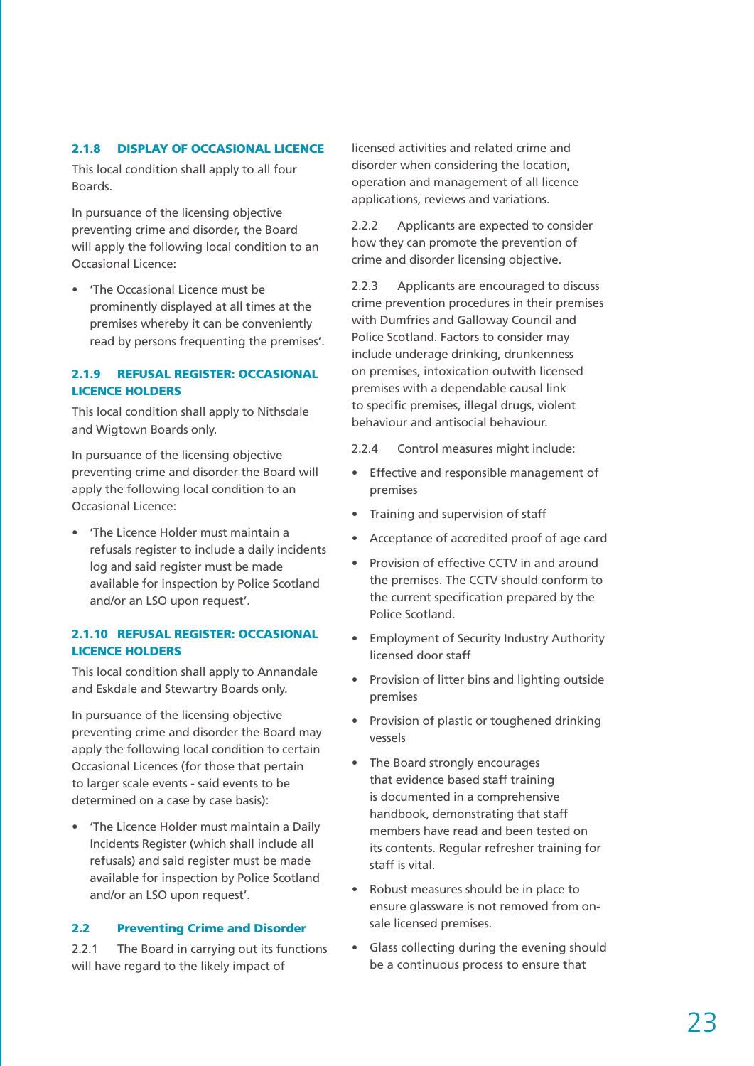### 2.1.8 DISPLAY OF OCCASIONAL LICENCE

This local condition shall apply to all four Boards.

In pursuance of the licensing objective preventing crime and disorder, the Board will apply the following local condition to an Occasional Licence:

- 'The Occasional Licence must be prominently displayed at all times at the premises whereby it can be conveniently read by persons frequenting the premises'.

### 2.1.9 REFUSAL REGISTER: OCCASIONAL LICENCE HOLDERS

This local condition shall apply to Nithsdale and Wigtown Boards only.

In pursuance of the licensing objective preventing crime and disorder the Board will apply the following local condition to an Occasional Licence:

- 'The Licence Holder must maintain a refusals register to include a daily incidents log and said register must be made available for inspection by Police Scotland and/or an LSO upon request'.

### 2.1.10 REFUSAL REGISTER: OCCASIONAL LICENCE HOLDERS

This local condition shall apply to Annandale and Eskdale and Stewartry Boards only.

In pursuance of the licensing objective preventing crime and disorder the Board may apply the following local condition to certain Occasional Licences (for those that pertain to larger scale events - said events to be determined on a case by case basis):

- 'The Licence Holder must maintain a Daily Incidents Register (which shall include all refusals) and said register must be made available for inspection by Police Scotland and/or an LSO upon request'.

## 2.2 Preventing Crime and Disorder

2.2.1 The Board in carrying out its functions will have regard to the likely impact of licensed activities and related crime and disorder when considering the location, operation and management of all licence applications, reviews and variations.

2.2.2 Applicants are expected to consider how they can promote the prevention of crime and disorder licensing objective.

2.2.3 Applicants are encouraged to discuss crime prevention procedures in their premises with Dumfries and Galloway Council and Police Scotland. Factors to consider may include underage drinking, drunkenness on premises, intoxication outwith licensed premises with a dependable causal link to specific premises, illegal drugs, violent behaviour and antisocial behaviour.

2.2.4 Control measures might include:

- Effective and responsible management of premises
- Training and supervision of staff
- Acceptance of accredited proof of age card
- Provision of effective CCTV in and around the premises. The CCTV should conform to the current specification prepared by the Police Scotland.
- Employment of Security Industry Authority licensed door staff
- Provision of litter bins and lighting outside premises
- Provision of plastic or toughened drinking vessels
- The Board strongly encourages that evidence based staff training is documented in a comprehensive handbook, demonstrating that staff members have read and been tested on its contents. Regular refresher training for staff is vital.
- Robust measures should be in place to ensure glassware is not removed from on-sale licensed premises.
- Glass collecting during the evening should be a continuous process to ensure that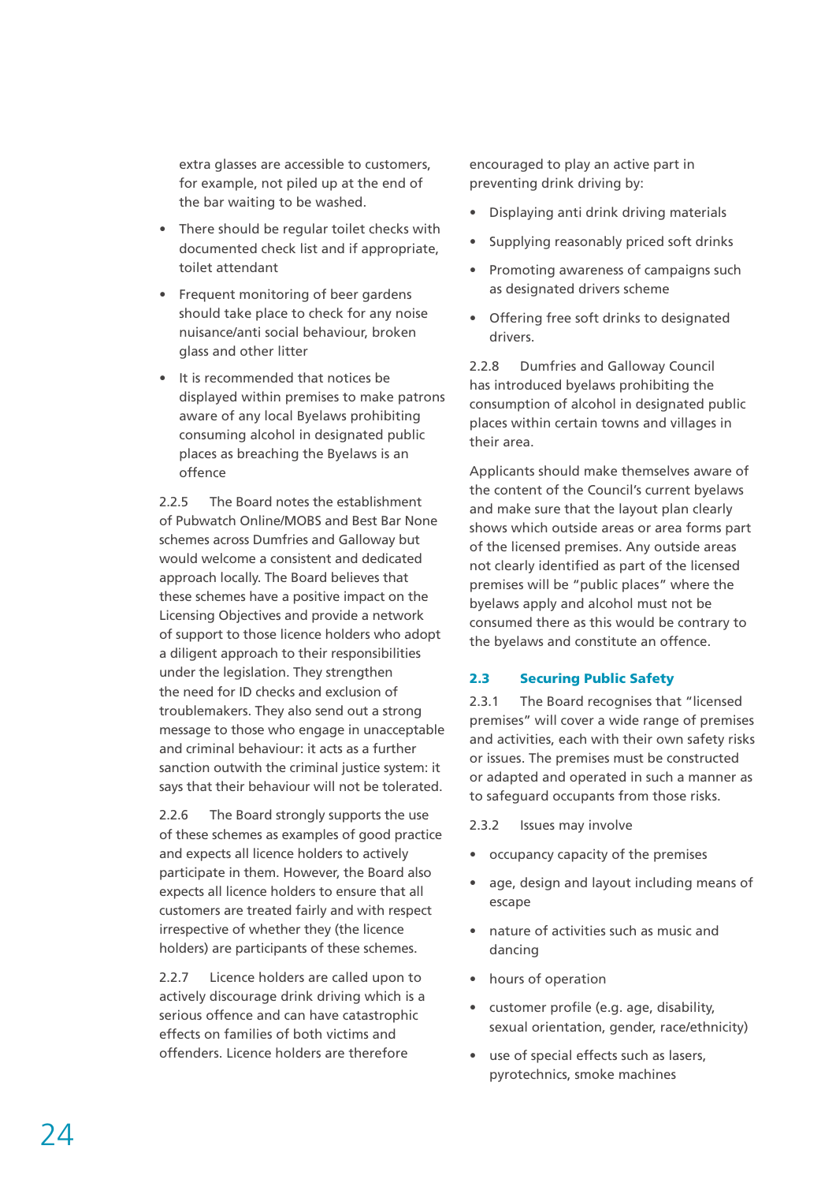extra glasses are accessible to customers, for example, not piled up at the end of the bar waiting to be washed.

- There should be regular toilet checks with documented check list and if appropriate, toilet attendant
- Frequent monitoring of beer gardens should take place to check for any noise nuisance/anti social behaviour, broken glass and other litter
- It is recommended that notices be displayed within premises to make patrons aware of any local Byelaws prohibiting consuming alcohol in designated public places as breaching the Byelaws is an offence

2.2.5 The Board notes the establishment of Pubwatch Online/MOBS and Best Bar None schemes across Dumfries and Galloway but would welcome a consistent and dedicated approach locally. The Board believes that these schemes have a positive impact on the Licensing Objectives and provide a network of support to those licence holders who adopt a diligent approach to their responsibilities under the legislation. They strengthen the need for ID checks and exclusion of troublemakers. They also send out a strong message to those who engage in unacceptable and criminal behaviour: it acts as a further sanction outwith the criminal justice system: it says that their behaviour will not be tolerated.

2.2.6 The Board strongly supports the use of these schemes as examples of good practice and expects all licence holders to actively participate in them. However, the Board also expects all licence holders to ensure that all customers are treated fairly and with respect irrespective of whether they (the licence holders) are participants of these schemes.

2.2.7 Licence holders are called upon to actively discourage drink driving which is a serious offence and can have catastrophic effects on families of both victims and offenders. Licence holders are therefore encouraged to play an active part in preventing drink driving by:

- Displaying anti drink driving materials
- Supplying reasonably priced soft drinks
- Promoting awareness of campaigns such as designated drivers scheme
- Offering free soft drinks to designated drivers.

2.2.8 Dumfries and Galloway Council has introduced byelaws prohibiting the consumption of alcohol in designated public places within certain towns and villages in their area.

Applicants should make themselves aware of the content of the Council's current byelaws and make sure that the layout plan clearly shows which outside areas or area forms part of the licensed premises. Any outside areas not clearly identified as part of the licensed premises will be "public places" where the byelaws apply and alcohol must not be consumed there as this would be contrary to the byelaws and constitute an offence.

### 2.3 Securing Public Safety

2.3.1 The Board recognises that "licensed premises" will cover a wide range of premises and activities, each with their own safety risks or issues. The premises must be constructed or adapted and operated in such a manner as to safeguard occupants from those risks.

2.3.2 Issues may involve

- occupancy capacity of the premises
- age, design and layout including means of escape
- nature of activities such as music and dancing
- hours of operation
- customer profile (e.g. age, disability, sexual orientation, gender, race/ethnicity)
- use of special effects such as lasers, pyrotechnics, smoke machines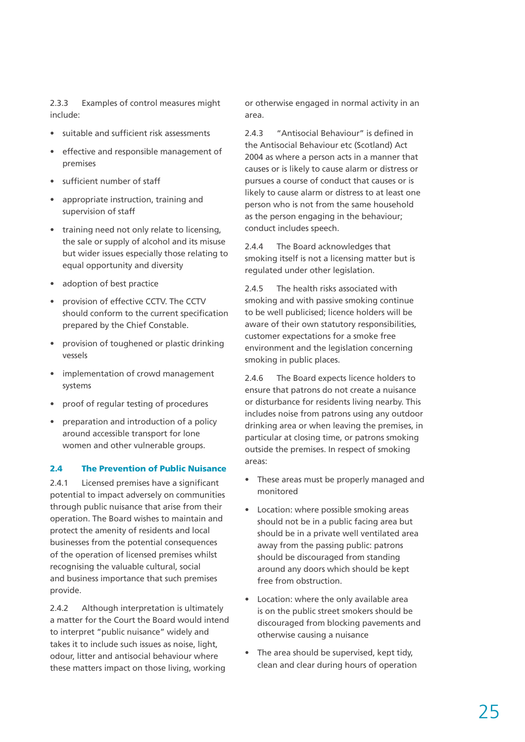2.3.3 Examples of control measures might include:

- suitable and sufficient risk assessments
- effective and responsible management of premises
- sufficient number of staff
- appropriate instruction, training and supervision of staff
- training need not only relate to licensing, the sale or supply of alcohol and its misuse but wider issues especially those relating to equal opportunity and diversity
- adoption of best practice
- provision of effective CCTV. The CCTV should conform to the current specification prepared by the Chief Constable.
- provision of toughened or plastic drinking vessels
- implementation of crowd management systems
- proof of regular testing of procedures
- preparation and introduction of a policy around accessible transport for lone women and other vulnerable groups.

## 2.4 The Prevention of Public Nuisance

2.4.1 Licensed premises have a significant potential to impact adversely on communities through public nuisance that arise from their operation. The Board wishes to maintain and protect the amenity of residents and local businesses from the potential consequences of the operation of licensed premises whilst recognising the valuable cultural, social and business importance that such premises provide.

2.4.2 Although interpretation is ultimately a matter for the Court the Board would intend to interpret "public nuisance" widely and takes it to include such issues as noise, light, odour, litter and antisocial behaviour where these matters impact on those living, working or otherwise engaged in normal activity in an area.

2.4.3 "Antisocial Behaviour" is defined in the Antisocial Behaviour etc (Scotland) Act 2004 as where a person acts in a manner that causes or is likely to cause alarm or distress or pursues a course of conduct that causes or is likely to cause alarm or distress to at least one person who is not from the same household as the person engaging in the behaviour; conduct includes speech.

2.4.4 The Board acknowledges that smoking itself is not a licensing matter but is regulated under other legislation.

2.4.5 The health risks associated with smoking and with passive smoking continue to be well publicised; licence holders will be aware of their own statutory responsibilities, customer expectations for a smoke free environment and the legislation concerning smoking in public places.

2.4.6 The Board expects licence holders to ensure that patrons do not create a nuisance or disturbance for residents living nearby. This includes noise from patrons using any outdoor drinking area or when leaving the premises, in particular at closing time, or patrons smoking outside the premises. In respect of smoking areas:

- These areas must be properly managed and monitored
- Location: where possible smoking areas should not be in a public facing area but should be in a private well ventilated area away from the passing public: patrons should be discouraged from standing around any doors which should be kept free from obstruction.
- Location: where the only available area is on the public street smokers should be discouraged from blocking pavements and otherwise causing a nuisance
- The area should be supervised, kept tidy, clean and clear during hours of operation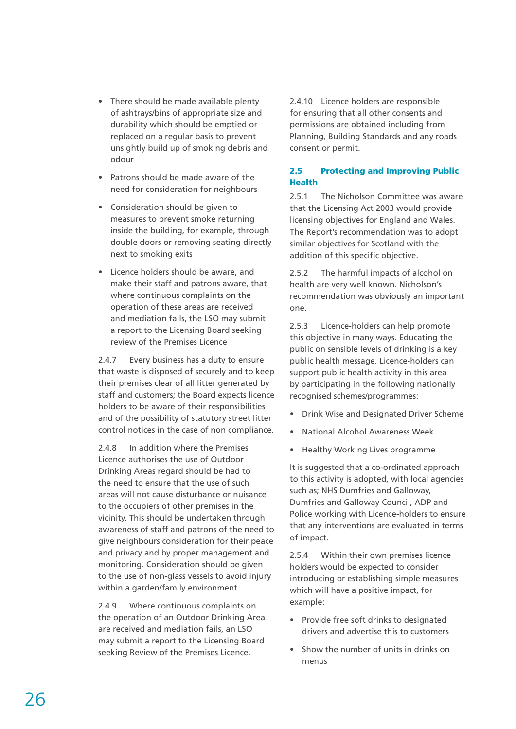- There should be made available plenty of ashtrays/bins of appropriate size and durability which should be emptied or replaced on a regular basis to prevent unsightly build up of smoking debris and odour
- Patrons should be made aware of the need for consideration for neighbours
- Consideration should be given to measures to prevent smoke returning inside the building, for example, through double doors or removing seating directly next to smoking exits
- Licence holders should be aware, and make their staff and patrons aware, that where continuous complaints on the operation of these areas are received and mediation fails, the LSO may submit a report to the Licensing Board seeking review of the Premises Licence

2.4.7 Every business has a duty to ensure that waste is disposed of securely and to keep their premises clear of all litter generated by staff and customers; the Board expects licence holders to be aware of their responsibilities and of the possibility of statutory street litter control notices in the case of non compliance.

2.4.8 In addition where the Premises Licence authorises the use of Outdoor Drinking Areas regard should be had to the need to ensure that the use of such areas will not cause disturbance or nuisance to the occupiers of other premises in the vicinity. This should be undertaken through awareness of staff and patrons of the need to give neighbours consideration for their peace and privacy and by proper management and monitoring. Consideration should be given to the use of non-glass vessels to avoid injury within a garden/family environment.

2.4.9 Where continuous complaints on the operation of an Outdoor Drinking Area are received and mediation fails, an LSO may submit a report to the Licensing Board seeking Review of the Premises Licence.

2.4.10 Licence holders are responsible for ensuring that all other consents and permissions are obtained including from Planning, Building Standards and any roads consent or permit.

## 2.5 Protecting and Improving Public Health

2.5.1 The Nicholson Committee was aware that the Licensing Act 2003 would provide licensing objectives for England and Wales. The Report's recommendation was to adopt similar objectives for Scotland with the addition of this specific objective.

2.5.2 The harmful impacts of alcohol on health are very well known. Nicholson's recommendation was obviously an important one.

2.5.3 Licence-holders can help promote this objective in many ways. Educating the public on sensible levels of drinking is a key public health message. Licence-holders can support public health activity in this area by participating in the following nationally recognised schemes/programmes:

- Drink Wise and Designated Driver Scheme
- National Alcohol Awareness Week
- Healthy Working Lives programme

It is suggested that a co-ordinated approach to this activity is adopted, with local agencies such as; NHS Dumfries and Galloway, Dumfries and Galloway Council, ADP and Police working with Licence-holders to ensure that any interventions are evaluated in terms of impact.

2.5.4 Within their own premises licence holders would be expected to consider introducing or establishing simple measures which will have a positive impact, for example:

- Provide free soft drinks to designated drivers and advertise this to customers
- Show the number of units in drinks on menus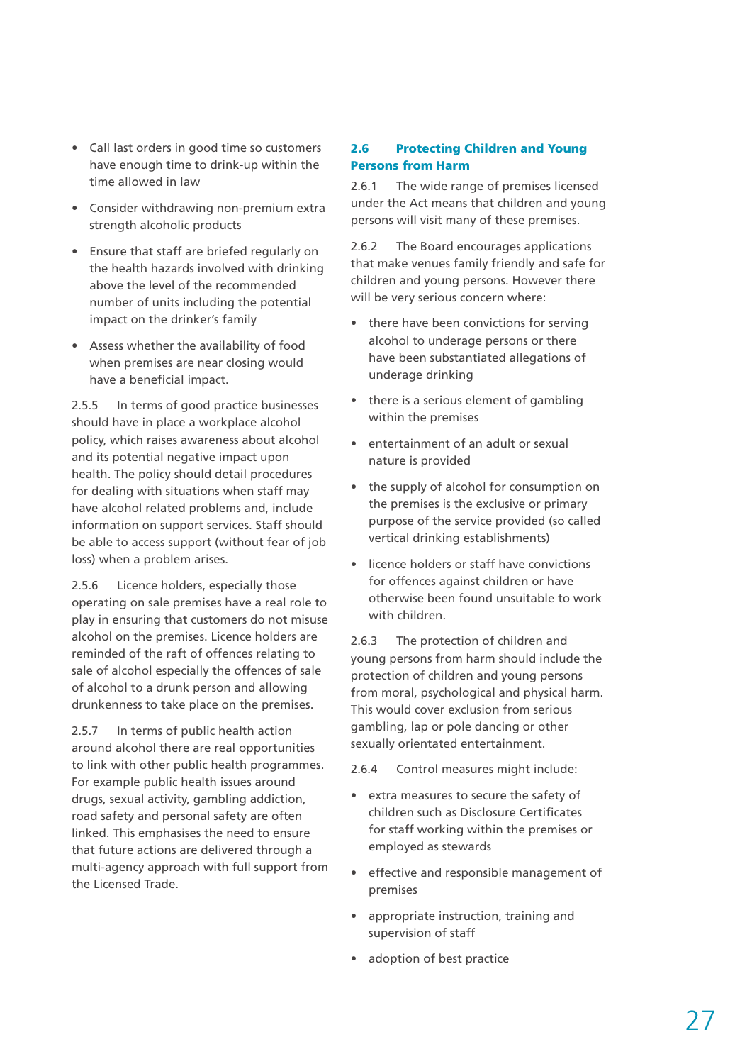- Call last orders in good time so customers have enough time to drink-up within the time allowed in law
- Consider withdrawing non-premium extra strength alcoholic products
- Ensure that staff are briefed regularly on the health hazards involved with drinking above the level of the recommended number of units including the potential impact on the drinker's family
- Assess whether the availability of food when premises are near closing would have a beneficial impact.

2.5.5 In terms of good practice businesses should have in place a workplace alcohol policy, which raises awareness about alcohol and its potential negative impact upon health. The policy should detail procedures for dealing with situations when staff may have alcohol related problems and, include information on support services. Staff should be able to access support (without fear of job loss) when a problem arises.

2.5.6 Licence holders, especially those operating on sale premises have a real role to play in ensuring that customers do not misuse alcohol on the premises. Licence holders are reminded of the raft of offences relating to sale of alcohol especially the offences of sale of alcohol to a drunk person and allowing drunkenness to take place on the premises.

2.5.7 In terms of public health action around alcohol there are real opportunities to link with other public health programmes. For example public health issues around drugs, sexual activity, gambling addiction, road safety and personal safety are often linked. This emphasises the need to ensure that future actions are delivered through a multi-agency approach with full support from the Licensed Trade.

## 2.6 Protecting Children and Young Persons from Harm

2.6.1 The wide range of premises licensed under the Act means that children and young persons will visit many of these premises.

2.6.2 The Board encourages applications that make venues family friendly and safe for children and young persons. However there will be very serious concern where:

- there have been convictions for serving alcohol to underage persons or there have been substantiated allegations of underage drinking
- there is a serious element of gambling within the premises
- entertainment of an adult or sexual nature is provided
- the supply of alcohol for consumption on the premises is the exclusive or primary purpose of the service provided (so called vertical drinking establishments)
- licence holders or staff have convictions for offences against children or have otherwise been found unsuitable to work with children.

2.6.3 The protection of children and young persons from harm should include the protection of children and young persons from moral, psychological and physical harm. This would cover exclusion from serious gambling, lap or pole dancing or other sexually orientated entertainment.

2.6.4 Control measures might include:

- extra measures to secure the safety of children such as Disclosure Certificates for staff working within the premises or employed as stewards
- effective and responsible management of premises
- appropriate instruction, training and supervision of staff
- adoption of best practice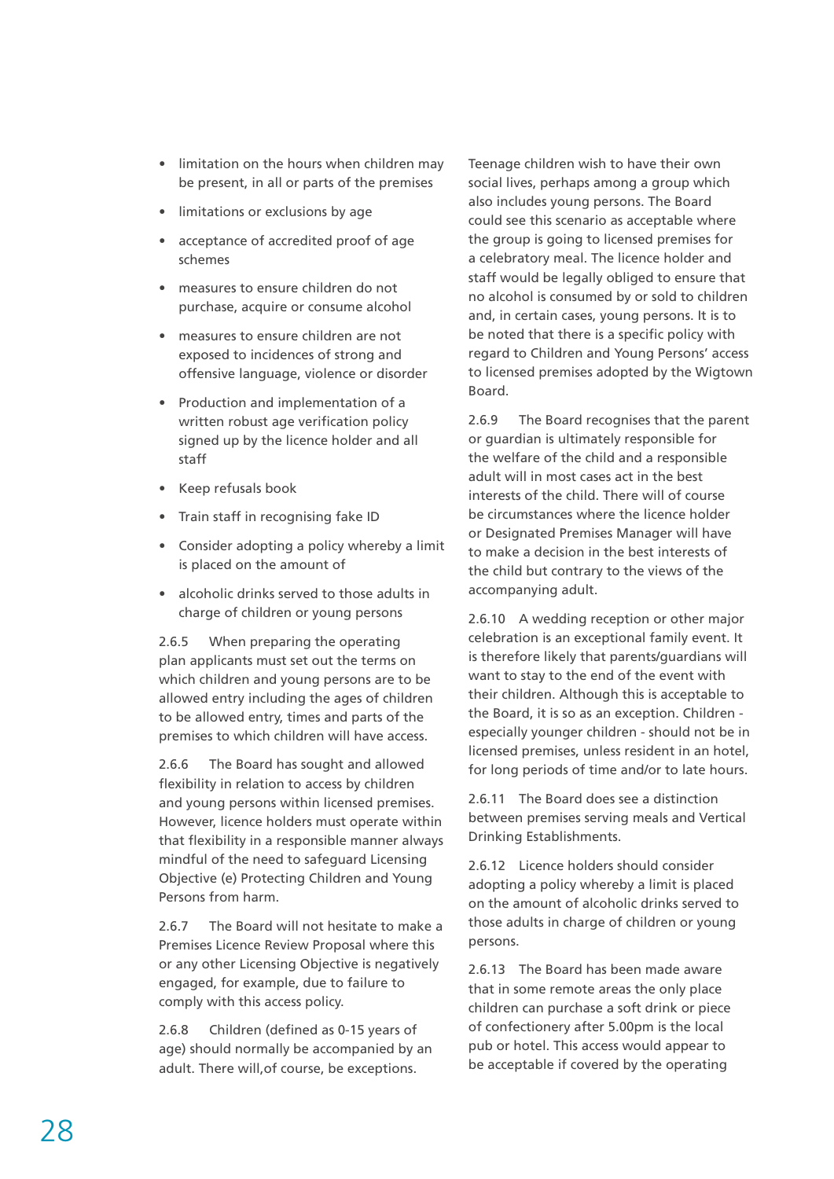- limitation on the hours when children may be present, in all or parts of the premises
- limitations or exclusions by age
- acceptance of accredited proof of age schemes
- measures to ensure children do not purchase, acquire or consume alcohol
- measures to ensure children are not exposed to incidences of strong and offensive language, violence or disorder
- Production and implementation of a written robust age verification policy signed up by the licence holder and all staff
- Keep refusals book
- Train staff in recognising fake ID
- Consider adopting a policy whereby a limit is placed on the amount of
- alcoholic drinks served to those adults in charge of children or young persons

2.6.5 When preparing the operating plan applicants must set out the terms on which children and young persons are to be allowed entry including the ages of children to be allowed entry, times and parts of the premises to which children will have access.

2.6.6 The Board has sought and allowed flexibility in relation to access by children and young persons within licensed premises. However, licence holders must operate within that flexibility in a responsible manner always mindful of the need to safeguard Licensing Objective (e) Protecting Children and Young Persons from harm.

2.6.7 The Board will not hesitate to make a Premises Licence Review Proposal where this or any other Licensing Objective is negatively engaged, for example, due to failure to comply with this access policy.

2.6.8 Children (defined as 0-15 years of age) should normally be accompanied by an adult. There will,of course, be exceptions. Teenage children wish to have their own social lives, perhaps among a group which also includes young persons. The Board could see this scenario as acceptable where the group is going to licensed premises for a celebratory meal. The licence holder and staff would be legally obliged to ensure that no alcohol is consumed by or sold to children and, in certain cases, young persons. It is to be noted that there is a specific policy with regard to Children and Young Persons' access to licensed premises adopted by the Wigtown Board.

2.6.9 The Board recognises that the parent or guardian is ultimately responsible for the welfare of the child and a responsible adult will in most cases act in the best interests of the child. There will of course be circumstances where the licence holder or Designated Premises Manager will have to make a decision in the best interests of the child but contrary to the views of the accompanying adult.

2.6.10 A wedding reception or other major celebration is an exceptional family event. It is therefore likely that parents/guardians will want to stay to the end of the event with their children. Although this is acceptable to the Board, it is so as an exception. Children - especially younger children - should not be in licensed premises, unless resident in an hotel, for long periods of time and/or to late hours.

2.6.11 The Board does see a distinction between premises serving meals and Vertical Drinking Establishments.

2.6.12 Licence holders should consider adopting a policy whereby a limit is placed on the amount of alcoholic drinks served to those adults in charge of children or young persons.

2.6.13 The Board has been made aware that in some remote areas the only place children can purchase a soft drink or piece of confectionery after 5.00pm is the local pub or hotel. This access would appear to be acceptable if covered by the operating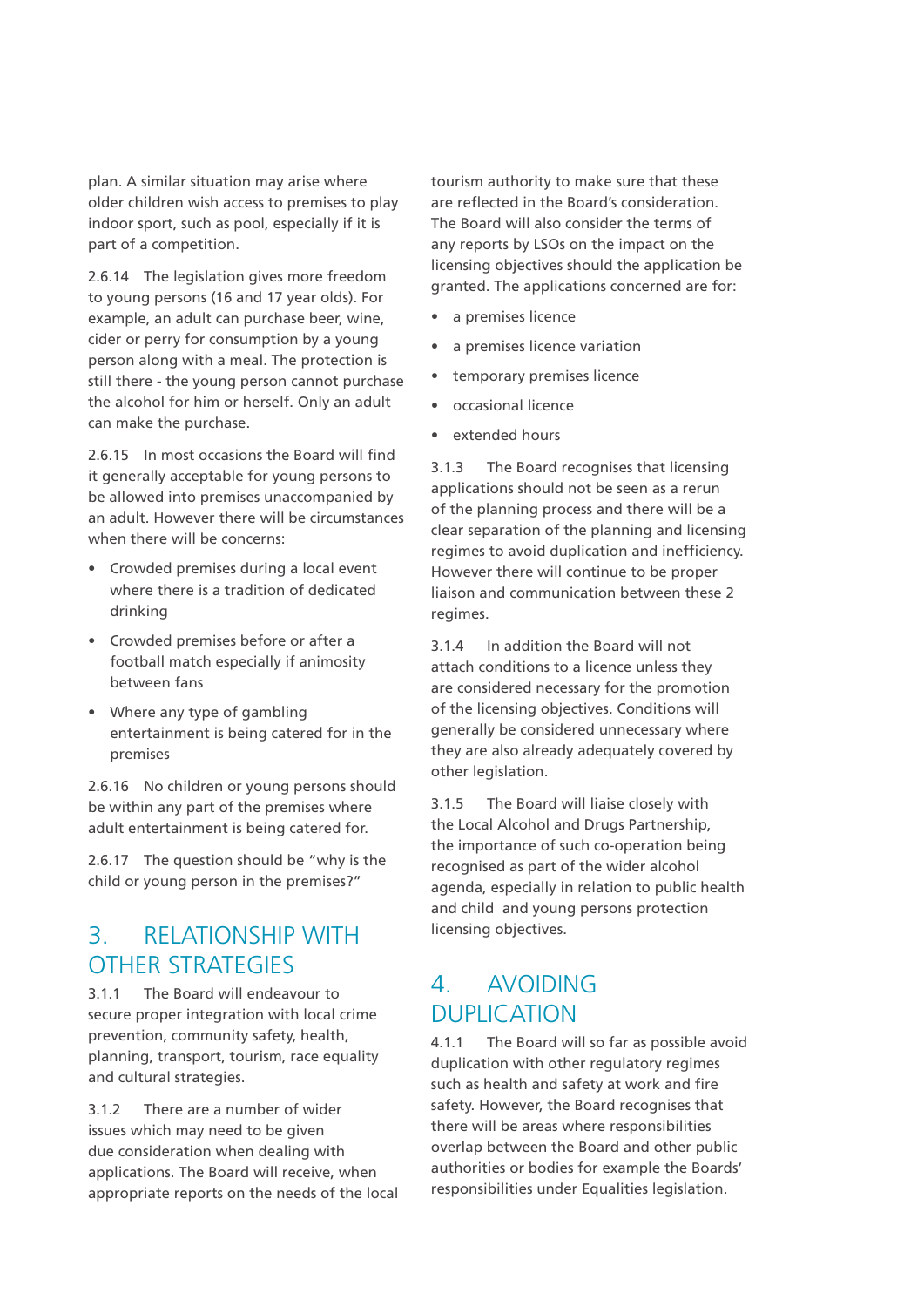plan. A similar situation may arise where older children wish access to premises to play indoor sport, such as pool, especially if it is part of a competition.

2.6.14 The legislation gives more freedom to young persons (16 and 17 year olds). For example, an adult can purchase beer, wine, cider or perry for consumption by a young person along with a meal. The protection is still there - the young person cannot purchase the alcohol for him or herself. Only an adult can make the purchase.

2.6.15 In most occasions the Board will find it generally acceptable for young persons to be allowed into premises unaccompanied by an adult. However there will be circumstances when there will be concerns:

- Crowded premises during a local event where there is a tradition of dedicated drinking
- Crowded premises before or after a football match especially if animosity between fans
- Where any type of gambling entertainment is being catered for in the premises

2.6.16 No children or young persons should be within any part of the premises where adult entertainment is being catered for.

2.6.17 The question should be "why is the child or young person in the premises?"

## 3. RELATIONSHIP WITH OTHER STRATEGIES

3.1.1 The Board will endeavour to secure proper integration with local crime prevention, community safety, health, planning, transport, tourism, race equality and cultural strategies.

3.1.2 There are a number of wider issues which may need to be given due consideration when dealing with applications. The Board will receive, when appropriate reports on the needs of the local tourism authority to make sure that these are reflected in the Board's consideration. The Board will also consider the terms of any reports by LSOs on the impact on the licensing objectives should the application be granted. The applications concerned are for:

- a premises licence
- a premises licence variation
- temporary premises licence
- occasional licence
- extended hours

3.1.3 The Board recognises that licensing applications should not be seen as a rerun of the planning process and there will be a clear separation of the planning and licensing regimes to avoid duplication and inefficiency. However there will continue to be proper liaison and communication between these 2 regimes.

3.1.4 In addition the Board will not attach conditions to a licence unless they are considered necessary for the promotion of the licensing objectives. Conditions will generally be considered unnecessary where they are also already adequately covered by other legislation.

3.1.5 The Board will liaise closely with the Local Alcohol and Drugs Partnership, the importance of such co-operation being recognised as part of the wider alcohol agenda, especially in relation to public health and child and young persons protection licensing objectives.

## 4. AVOIDING DUPLICATION

4.1.1 The Board will so far as possible avoid duplication with other regulatory regimes such as health and safety at work and fire safety. However, the Board recognises that there will be areas where responsibilities overlap between the Board and other public authorities or bodies for example the Boards' responsibilities under Equalities legislation.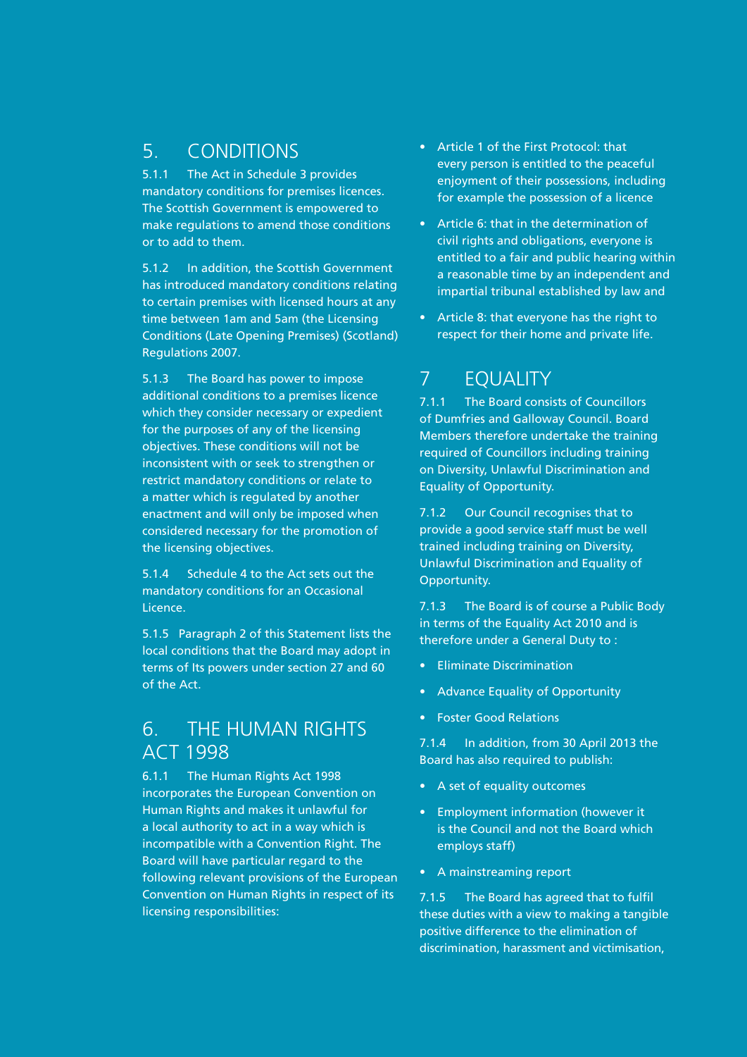## 5. CONDITIONS

5.1.1 The Act in Schedule 3 provides mandatory conditions for premises licences. The Scottish Government is empowered to make regulations to amend those conditions or to add to them.

5.1.2 In addition, the Scottish Government has introduced mandatory conditions relating to certain premises with licensed hours at any time between 1am and 5am (the Licensing Conditions (Late Opening Premises) (Scotland) Regulations 2007.

5.1.3 The Board has power to impose additional conditions to a premises licence which they consider necessary or expedient for the purposes of any of the licensing objectives. These conditions will not be inconsistent with or seek to strengthen or restrict mandatory conditions or relate to a matter which is regulated by another enactment and will only be imposed when considered necessary for the promotion of the licensing objectives.

5.1.4 Schedule 4 to the Act sets out the mandatory conditions for an Occasional Licence.

5.1.5 Paragraph 2 of this Statement lists the local conditions that the Board may adopt in terms of Its powers under section 27 and 60 of the Act.

## 6. THE HUMAN RIGHTS ACT 1998

6.1.1 The Human Rights Act 1998 incorporates the European Convention on Human Rights and makes it unlawful for a local authority to act in a way which is incompatible with a Convention Right. The Board will have particular regard to the following relevant provisions of the European Convention on Human Rights in respect of its licensing responsibilities:

- Article 1 of the First Protocol: that every person is entitled to the peaceful enjoyment of their possessions, including for example the possession of a licence
- Article 6: that in the determination of civil rights and obligations, everyone is entitled to a fair and public hearing within a reasonable time by an independent and impartial tribunal established by law and
- Article 8: that everyone has the right to respect for their home and private life.

## 7 EQUALITY

7.1.1 The Board consists of Councillors of Dumfries and Galloway Council. Board Members therefore undertake the training required of Councillors including training on Diversity, Unlawful Discrimination and Equality of Opportunity.

7.1.2 Our Council recognises that to provide a good service staff must be well trained including training on Diversity, Unlawful Discrimination and Equality of Opportunity.

7.1.3 The Board is of course a Public Body in terms of the Equality Act 2010 and is therefore under a General Duty to :

- Eliminate Discrimination
- Advance Equality of Opportunity
- Foster Good Relations

7.1.4 In addition, from 30 April 2013 the Board has also required to publish:

- A set of equality outcomes
- Employment information (however it is the Council and not the Board which employs staff)
- A mainstreaming report

7.1.5 The Board has agreed that to fulfil these duties with a view to making a tangible positive difference to the elimination of discrimination, harassment and victimisation,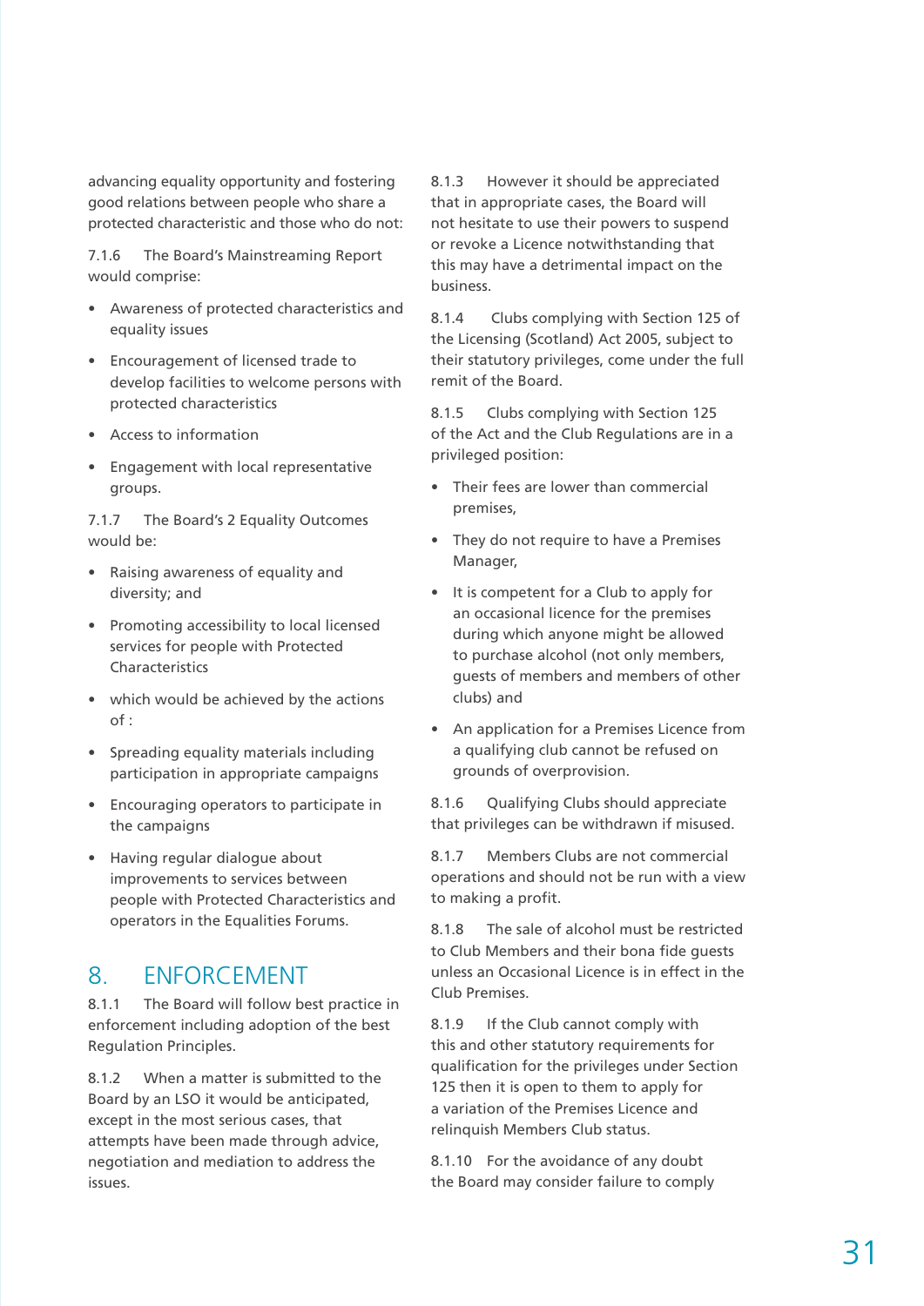advancing equality opportunity and fostering good relations between people who share a protected characteristic and those who do not:

7.1.6 The Board's Mainstreaming Report would comprise:

- Awareness of protected characteristics and equality issues
- Encouragement of licensed trade to develop facilities to welcome persons with protected characteristics
- Access to information
- Engagement with local representative groups.

7.1.7 The Board's 2 Equality Outcomes would be:

- Raising awareness of equality and diversity; and
- Promoting accessibility to local licensed services for people with Protected Characteristics
- which would be achieved by the actions of :
- Spreading equality materials including participation in appropriate campaigns
- Encouraging operators to participate in the campaigns
- Having regular dialogue about improvements to services between people with Protected Characteristics and operators in the Equalities Forums.

## 8. ENFORCEMENT

8.1.1 The Board will follow best practice in enforcement including adoption of the best Regulation Principles.

8.1.2 When a matter is submitted to the Board by an LSO it would be anticipated, except in the most serious cases, that attempts have been made through advice, negotiation and mediation to address the issues.

8.1.3 However it should be appreciated that in appropriate cases, the Board will not hesitate to use their powers to suspend or revoke a Licence notwithstanding that this may have a detrimental impact on the business.

8.1.4 Clubs complying with Section 125 of the Licensing (Scotland) Act 2005, subject to their statutory privileges, come under the full remit of the Board.

8.1.5 Clubs complying with Section 125 of the Act and the Club Regulations are in a privileged position:

- Their fees are lower than commercial premises,
- They do not require to have a Premises Manager,
- It is competent for a Club to apply for an occasional licence for the premises during which anyone might be allowed to purchase alcohol (not only members, guests of members and members of other clubs) and
- An application for a Premises Licence from a qualifying club cannot be refused on grounds of overprovision.

8.1.6 Qualifying Clubs should appreciate that privileges can be withdrawn if misused.

8.1.7 Members Clubs are not commercial operations and should not be run with a view to making a profit.

8.1.8 The sale of alcohol must be restricted to Club Members and their bona fide guests unless an Occasional Licence is in effect in the Club Premises.

8.1.9 If the Club cannot comply with this and other statutory requirements for qualification for the privileges under Section 125 then it is open to them to apply for a variation of the Premises Licence and relinquish Members Club status.

8.1.10 For the avoidance of any doubt the Board may consider failure to comply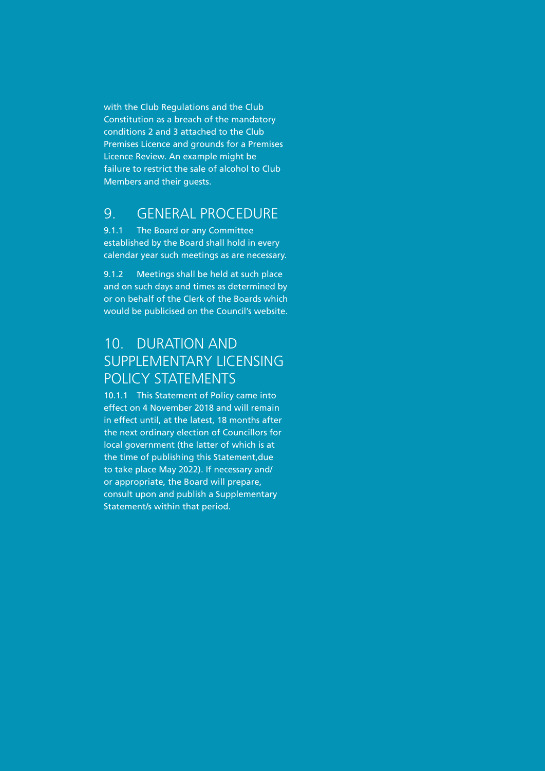with the Club Regulations and the Club Constitution as a breach of the mandatory conditions 2 and 3 attached to the Club Premises Licence and grounds for a Premises Licence Review. An example might be failure to restrict the sale of alcohol to Club Members and their guests.

## 9. GENERAL PROCEDURE

9.1.1 The Board or any Committee established by the Board shall hold in every calendar year such meetings as are necessary.

9.1.2 Meetings shall be held at such place and on such days and times as determined by or on behalf of the Clerk of the Boards which would be publicised on the Council's website.

## 10. DURATION AND SUPPLEMENTARY LICENSING POLICY STATEMENTS

10.1.1 This Statement of Policy came into effect on 4 November 2018 and will remain in effect until, at the latest, 18 months after the next ordinary election of Councillors for local government (the latter of which is at the time of publishing this Statement,due to take place May 2022). If necessary and/ or appropriate, the Board will prepare, consult upon and publish a Supplementary Statement/s within that period.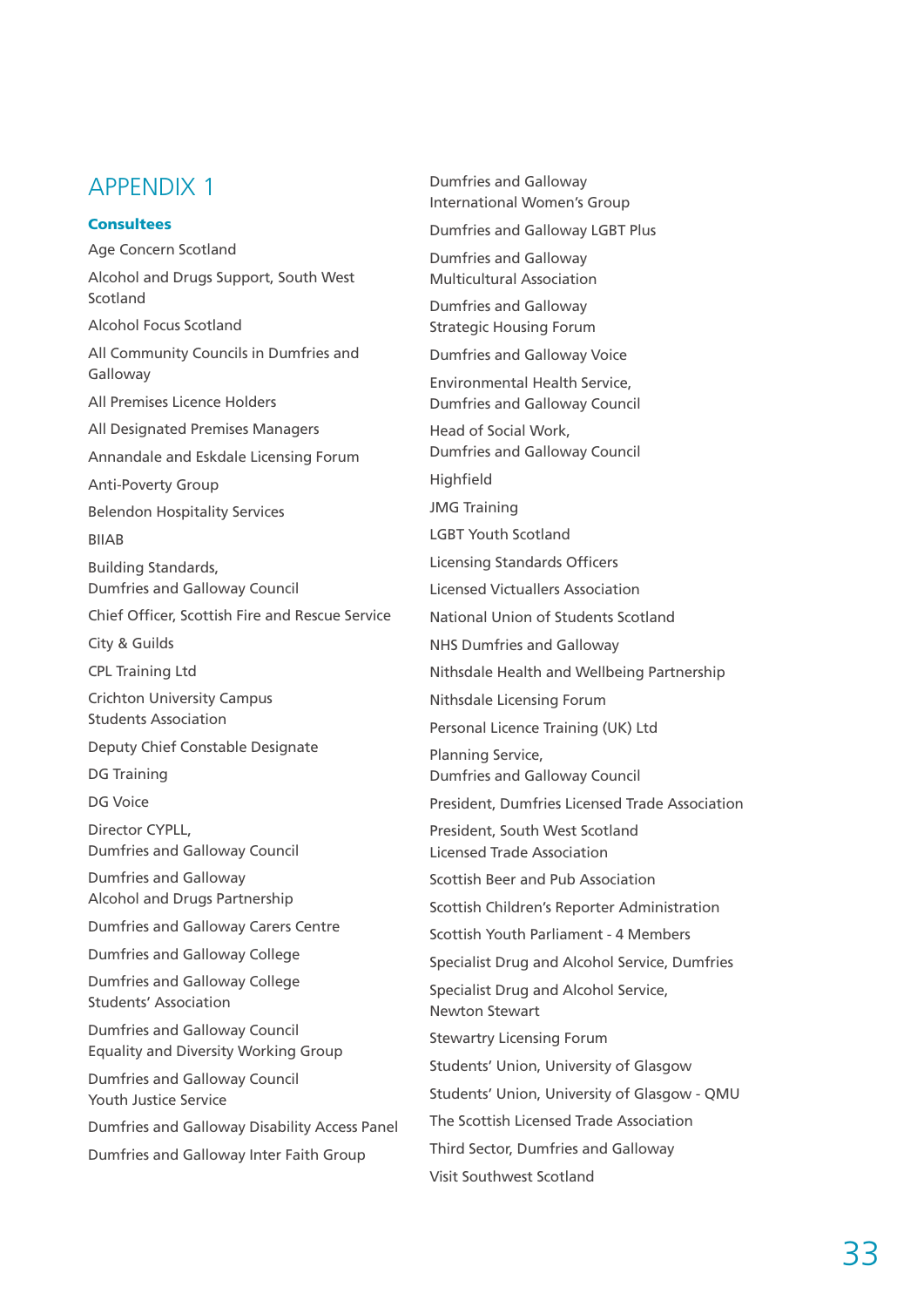# APPENDIX 1

### Consultees

Age Concern Scotland

Alcohol and Drugs Support, South West Scotland

Alcohol Focus Scotland

All Community Councils in Dumfries and Galloway

All Premises Licence Holders

All Designated Premises Managers

Annandale and Eskdale Licensing Forum

Anti-Poverty Group

Belendon Hospitality Services

BIIAB

Building Standards, Dumfries and Galloway Council

Chief Officer, Scottish Fire and Rescue Service

City & Guilds

CPL Training Ltd

Crichton University Campus Students Association

Deputy Chief Constable Designate

DG Training

DG Voice

Director CYPLL, Dumfries and Galloway Council

Dumfries and Galloway Alcohol and Drugs Partnership

Dumfries and Galloway Carers Centre

Dumfries and Galloway College

Dumfries and Galloway College Students' Association

Dumfries and Galloway Council Equality and Diversity Working Group

Dumfries and Galloway Council Youth Justice Service

Dumfries and Galloway Disability Access Panel

Dumfries and Galloway Inter Faith Group

Dumfries and Galloway International Women's Group

Dumfries and Galloway LGBT Plus

Dumfries and Galloway Multicultural Association

Dumfries and Galloway Strategic Housing Forum

Dumfries and Galloway Voice

Environmental Health Service, Dumfries and Galloway Council

Head of Social Work, Dumfries and Galloway Council

Highfield

JMG Training

LGBT Youth Scotland

Licensing Standards Officers

Licensed Victuallers Association

National Union of Students Scotland

NHS Dumfries and Galloway

Nithsdale Health and Wellbeing Partnership

Nithsdale Licensing Forum

Personal Licence Training (UK) Ltd

Planning Service, Dumfries and Galloway Council

President, Dumfries Licensed Trade Association

President, South West Scotland Licensed Trade Association

Scottish Beer and Pub Association

Scottish Children's Reporter Administration

Scottish Youth Parliament - 4 Members

Specialist Drug and Alcohol Service, Dumfries

Specialist Drug and Alcohol Service, Newton Stewart

Stewartry Licensing Forum

Students' Union, University of Glasgow

Students' Union, University of Glasgow - QMU

The Scottish Licensed Trade Association

Third Sector, Dumfries and Galloway

Visit Southwest Scotland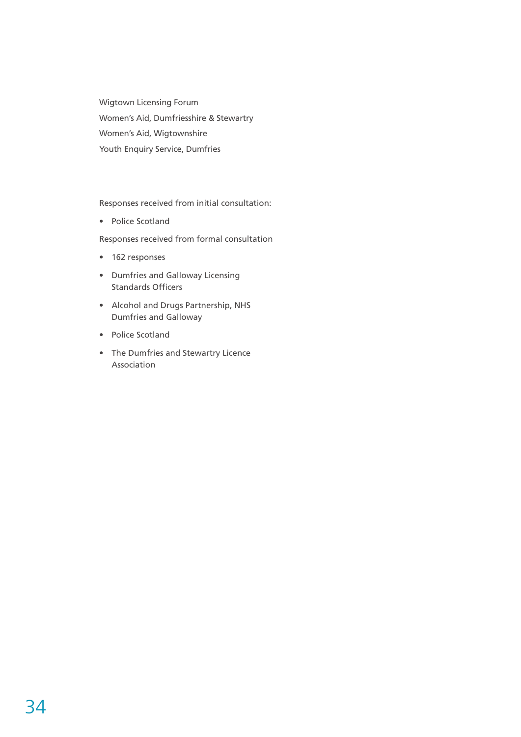Wigtown Licensing Forum

Women's Aid, Dumfriesshire & Stewartry

Women's Aid, Wigtownshire

Youth Enquiry Service, Dumfries

Responses received from initial consultation:

- Police Scotland

Responses received from formal consultation

- 162 responses
- Dumfries and Galloway Licensing Standards Officers
- Alcohol and Drugs Partnership, NHS Dumfries and Galloway
- Police Scotland
- The Dumfries and Stewartry Licence Association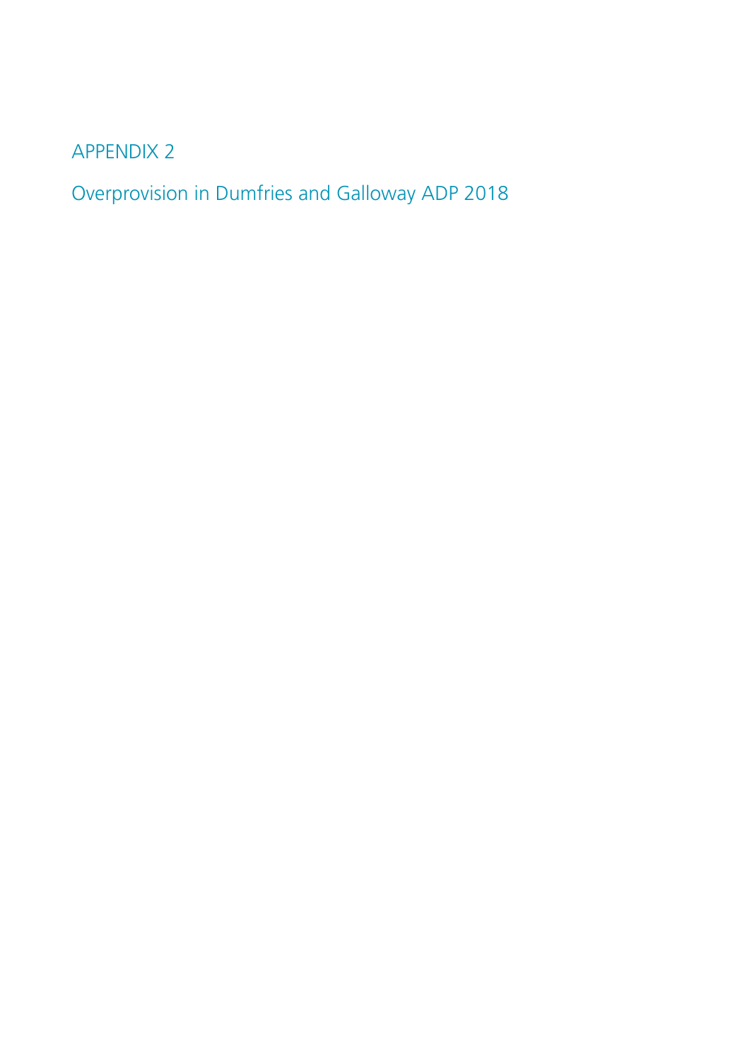# APPENDIX 2

## Overprovision in Dumfries and Galloway ADP 2018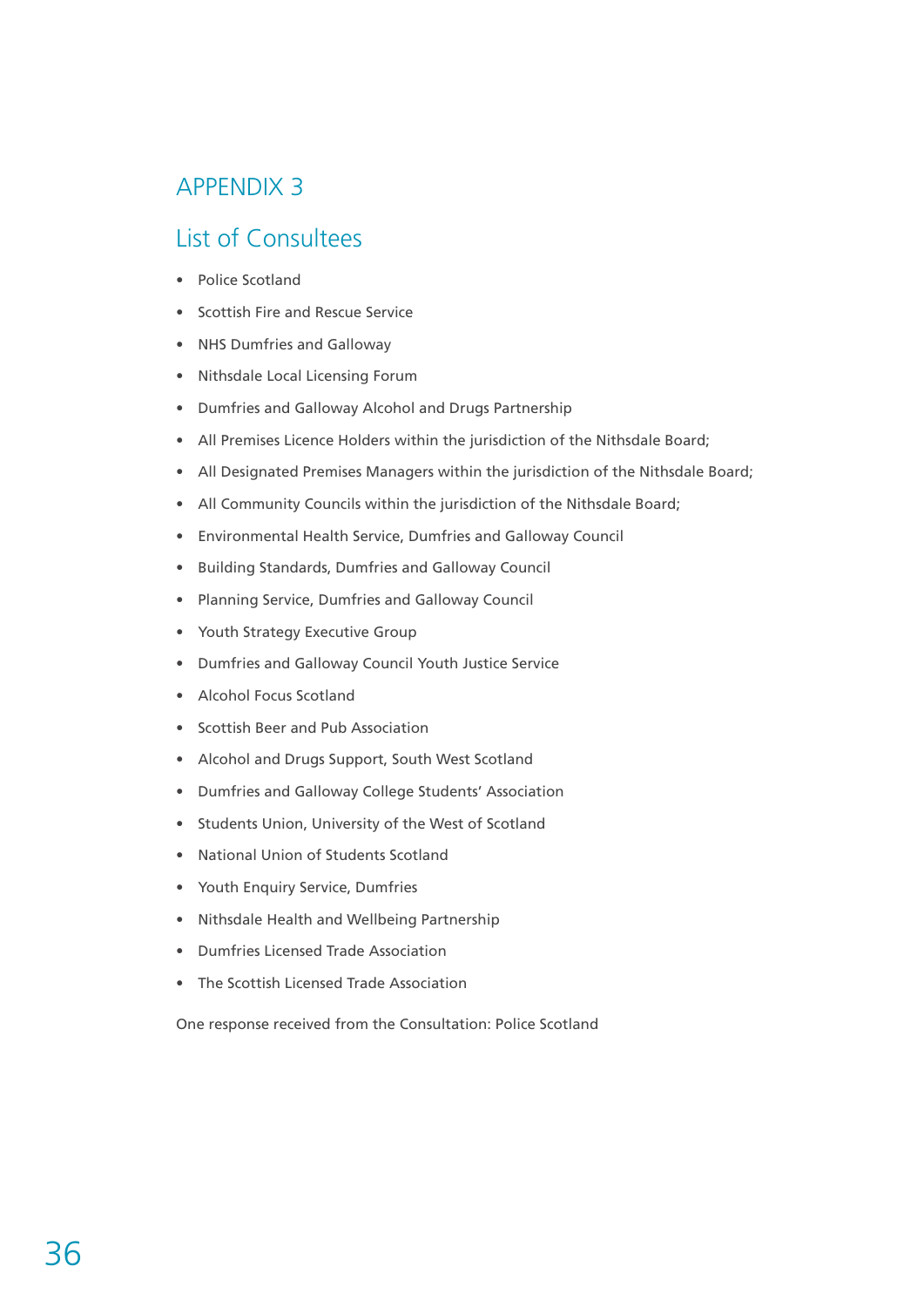# APPENDIX 3

## List of Consultees

- Police Scotland
- Scottish Fire and Rescue Service
- NHS Dumfries and Galloway
- Nithsdale Local Licensing Forum
- Dumfries and Galloway Alcohol and Drugs Partnership
- All Premises Licence Holders within the jurisdiction of the Nithsdale Board;
- All Designated Premises Managers within the jurisdiction of the Nithsdale Board;
- All Community Councils within the jurisdiction of the Nithsdale Board;
- Environmental Health Service, Dumfries and Galloway Council
- Building Standards, Dumfries and Galloway Council
- Planning Service, Dumfries and Galloway Council
- Youth Strategy Executive Group
- Dumfries and Galloway Council Youth Justice Service
- Alcohol Focus Scotland
- Scottish Beer and Pub Association
- Alcohol and Drugs Support, South West Scotland
- Dumfries and Galloway College Students' Association
- Students Union, University of the West of Scotland
- National Union of Students Scotland
- Youth Enquiry Service, Dumfries
- Nithsdale Health and Wellbeing Partnership
- Dumfries Licensed Trade Association
- The Scottish Licensed Trade Association

One response received from the Consultation: Police Scotland